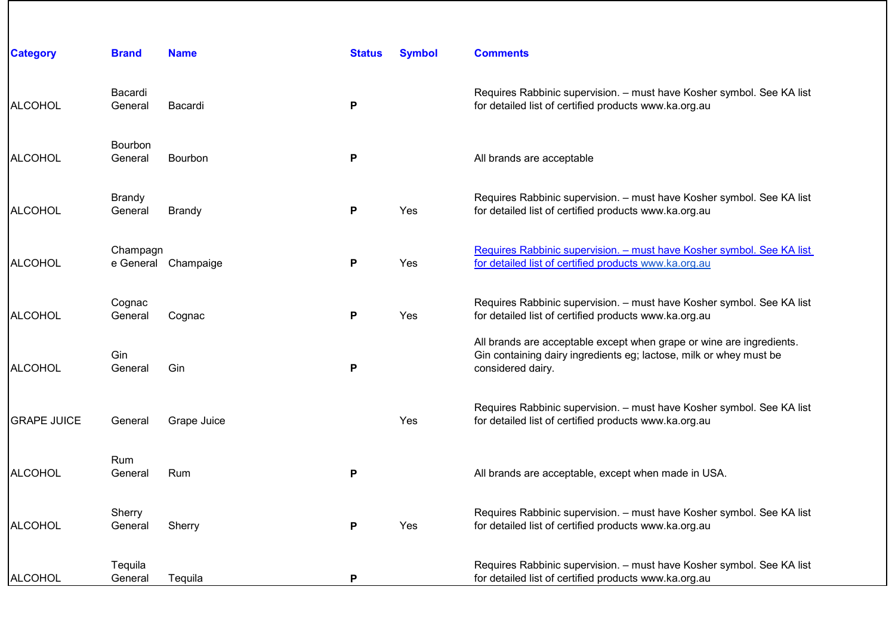| Category | Brand | Name | Status | Symbol | Comments |
|---|---|---|---|---|---|
| ALCOHOL | Bacardi General | Bacardi | **P** | | Requires Rabbinic supervision. – must have Kosher symbol. See KA list for detailed list of certified products www.ka.org.au |
| ALCOHOL | Bourbon General | Bourbon | **P** | | All brands are acceptable |
| ALCOHOL | Brandy General | Brandy | **P** | Yes | Requires Rabbinic supervision. – must have Kosher symbol. See KA list for detailed list of certified products www.ka.org.au |
| ALCOHOL | Champagne General | Champaige | **P** | Yes | Requires Rabbinic supervision. – must have Kosher symbol. See KA list for detailed list of certified products www.ka.org.au |
| ALCOHOL | Cognac General | Cognac | **P** | Yes | Requires Rabbinic supervision. – must have Kosher symbol. See KA list for detailed list of certified products www.ka.org.au |
| ALCOHOL | Gin General | Gin | **P** | | All brands are acceptable except when grape or wine are ingredients. Gin containing dairy ingredients eg; lactose, milk or whey must be considered dairy. |
| GRAPE JUICE | General | Grape Juice | | Yes | Requires Rabbinic supervision. – must have Kosher symbol. See KA list for detailed list of certified products www.ka.org.au |
| ALCOHOL | Rum General | Rum | **P** | | All brands are acceptable, except when made in USA. |
| ALCOHOL | Sherry General | Sherry | **P** | Yes | Requires Rabbinic supervision. – must have Kosher symbol. See KA list for detailed list of certified products www.ka.org.au |
| ALCOHOL | Tequila General | Tequila | **P** | | Requires Rabbinic supervision. – must have Kosher symbol. See KA list for detailed list of certified products www.ka.org.au |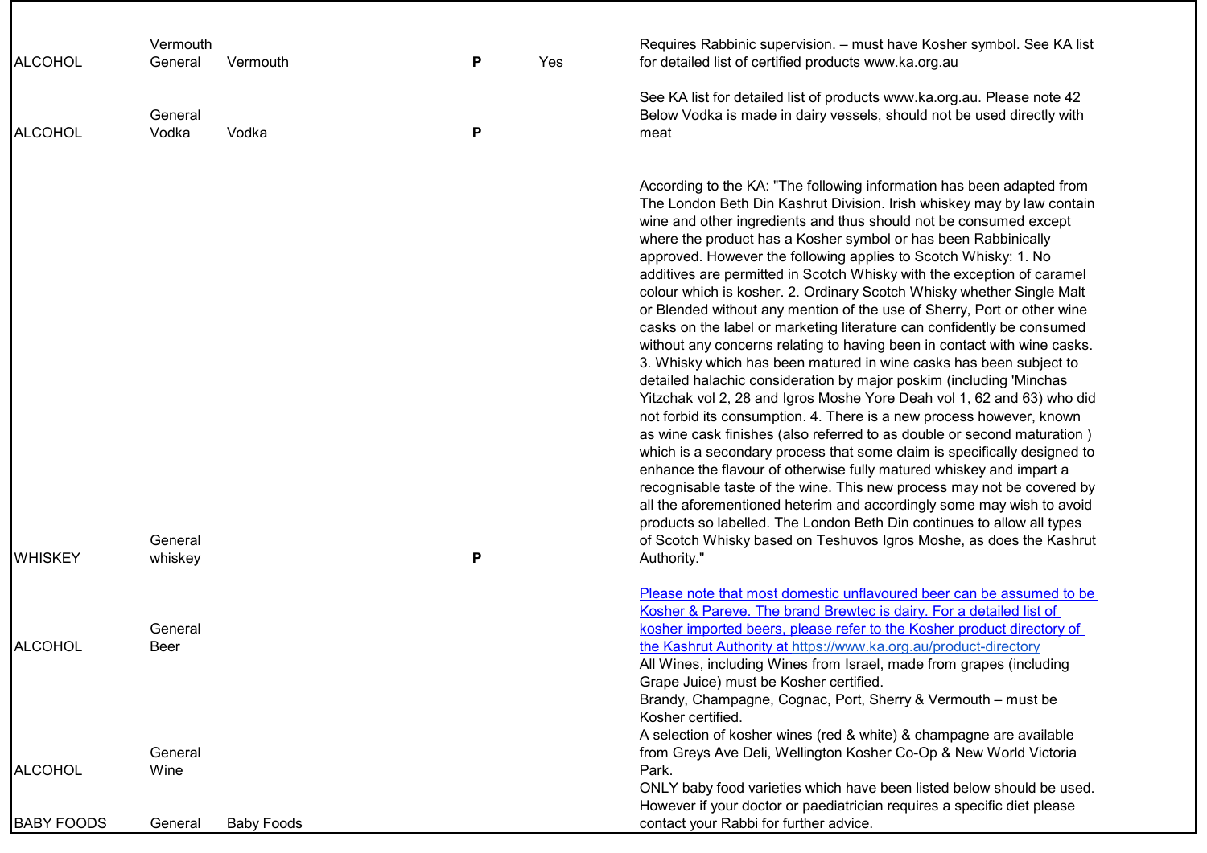| | | | | | |
|---|---|---|---|---|---|
| ALCOHOL | Vermouth General | Vermouth | P | Yes | Requires Rabbinic supervision. – must have Kosher symbol. See KA list for detailed list of certified products www.ka.org.au |
| ALCOHOL | General Vodka | Vodka | P | | See KA list for detailed list of products www.ka.org.au. Please note 42 Below Vodka is made in dairy vessels, should not be used directly with meat |
| WHISKEY | General whiskey | | P | | According to the KA: "The following information has been adapted from The London Beth Din Kashrut Division. Irish whiskey may by law contain wine and other ingredients and thus should not be consumed except where the product has a Kosher symbol or has been Rabbinically approved. However the following applies to Scotch Whisky: 1. No additives are permitted in Scotch Whisky with the exception of caramel colour which is kosher. 2. Ordinary Scotch Whisky whether Single Malt or Blended without any mention of the use of Sherry, Port or other wine casks on the label or marketing literature can confidently be consumed without any concerns relating to having been in contact with wine casks. 3. Whisky which has been matured in wine casks has been subject to detailed halachic consideration by major poskim (including 'Minchas Yitzchak vol 2, 28 and Igros Moshe Yore Deah vol 1, 62 and 63) who did not forbid its consumption. 4. There is a new process however, known as wine cask finishes (also referred to as double or second maturation ) which is a secondary process that some claim is specifically designed to enhance the flavour of otherwise fully matured whiskey and impart a recognisable taste of the wine. This new process may not be covered by all the aforementioned heterim and accordingly some may wish to avoid products so labelled. The London Beth Din continues to allow all types of Scotch Whisky based on Teshuvos Igros Moshe, as does the Kashrut Authority." |
| ALCOHOL | General Beer | | | | Please note that most domestic unflavoured beer can be assumed to be Kosher & Pareve. The brand Brewtec is dairy. For a detailed list of kosher imported beers, please refer to the Kosher product directory of the Kashrut Authority at https://www.ka.org.au/product-directory |
| ALCOHOL | General Wine | | | | All Wines, including Wines from Israel, made from grapes (including Grape Juice) must be Kosher certified. Brandy, Champagne, Cognac, Port, Sherry & Vermouth – must be Kosher certified. A selection of kosher wines (red & white) & champagne are available from Greys Ave Deli, Wellington Kosher Co-Op & New World Victoria Park. |
| BABY FOODS | General | Baby Foods | | | ONLY baby food varieties which have been listed below should be used. However if your doctor or paediatrician requires a specific diet please contact your Rabbi for further advice. |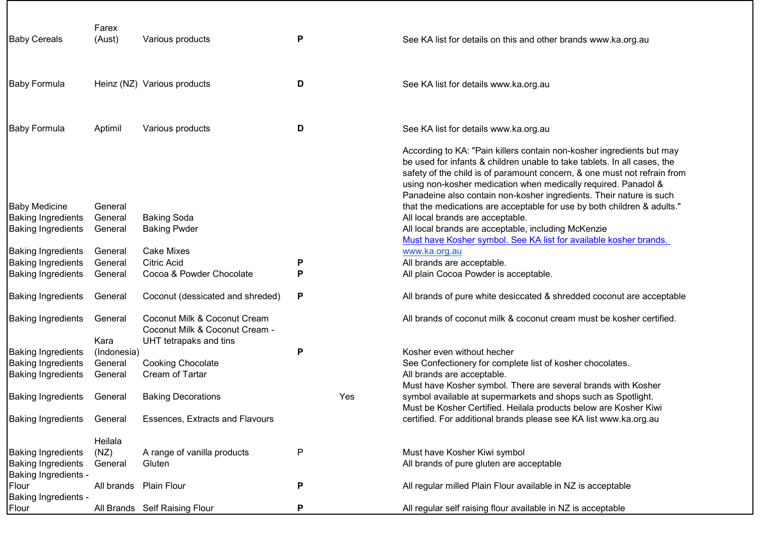| | | | | | |
|---|---|---|---|---|---|
| Baby Cereals | Farex (Aust) | Various products | **P** | | See KA list for details on this and other brands www.ka.org.au |
| Baby Formula | Heinz (NZ) | Various products | **D** | | See KA list for details www.ka.org.au |
| Baby Formula | Aptimil | Various products | **D** | | See KA list for details www.ka.org.au |
| Baby Medicine | General | | | | According to KA: "Pain killers contain non-kosher ingredients but may be used for infants & children unable to take tablets. In all cases, the safety of the child is of paramount concern, & one must not refrain from using non-kosher medication when medically required. Panadol & Panadeine also contain non-kosher ingredients. Their nature is such that the medications are acceptable for use by both children & adults." |
| Baking Ingredients | General | Baking Soda | | | All local brands are acceptable. |
| Baking Ingredients | General | Baking Pwder | | | All local brands are acceptable, including McKenzie |
| Baking Ingredients | General | Cake Mixes | | | Must have Kosher symbol. See KA list for available kosher brands. www.ka.org.au |
| Baking Ingredients | General | Citric Acid | **P** | | All brands are acceptable. |
| Baking Ingredients | General | Cocoa & Powder Chocolate | **P** | | All plain Cocoa Powder is acceptable. |
| Baking Ingredients | General | Coconut (dessicated and shreded) | **P** | | All brands of pure white desiccated & shredded coconut are acceptable |
| Baking Ingredients | General | Coconut Milk & Coconut Cream | | | All brands of coconut milk & coconut cream must be kosher certified. |
| Baking Ingredients | Kara (Indonesia) | Coconut Milk & Coconut Cream - UHT tetrapaks and tins | **P** | | Kosher even without hecher |
| Baking Ingredients | General | Cooking Chocolate | | | See Confectionery for complete list of kosher chocolates. |
| Baking Ingredients | General | Cream of Tartar | | | All brands are acceptable. |
| Baking Ingredients | General | Baking Decorations | | Yes | Must have Kosher symbol. There are several brands with Kosher symbol available at supermarkets and shops such as Spotlight. |
| Baking Ingredients | General | Essences, Extracts and Flavours | | | Must be Kosher Certified. Heilala products below are Kosher Kiwi certified. For additional brands please see KA list www.ka.org.au |
| Baking Ingredients | Heilala (NZ) | A range of vanilla products | P | | Must have Kosher Kiwi symbol |
| Baking Ingredients | General | Gluten | | | All brands of pure gluten are acceptable |
| Baking Ingredients - Flour | All brands | Plain Flour | **P** | | All regular milled Plain Flour available in NZ is acceptable |
| Baking Ingredients - Flour | All Brands | Self Raising Flour | **P** | | All regular self raising flour available in NZ is acceptable |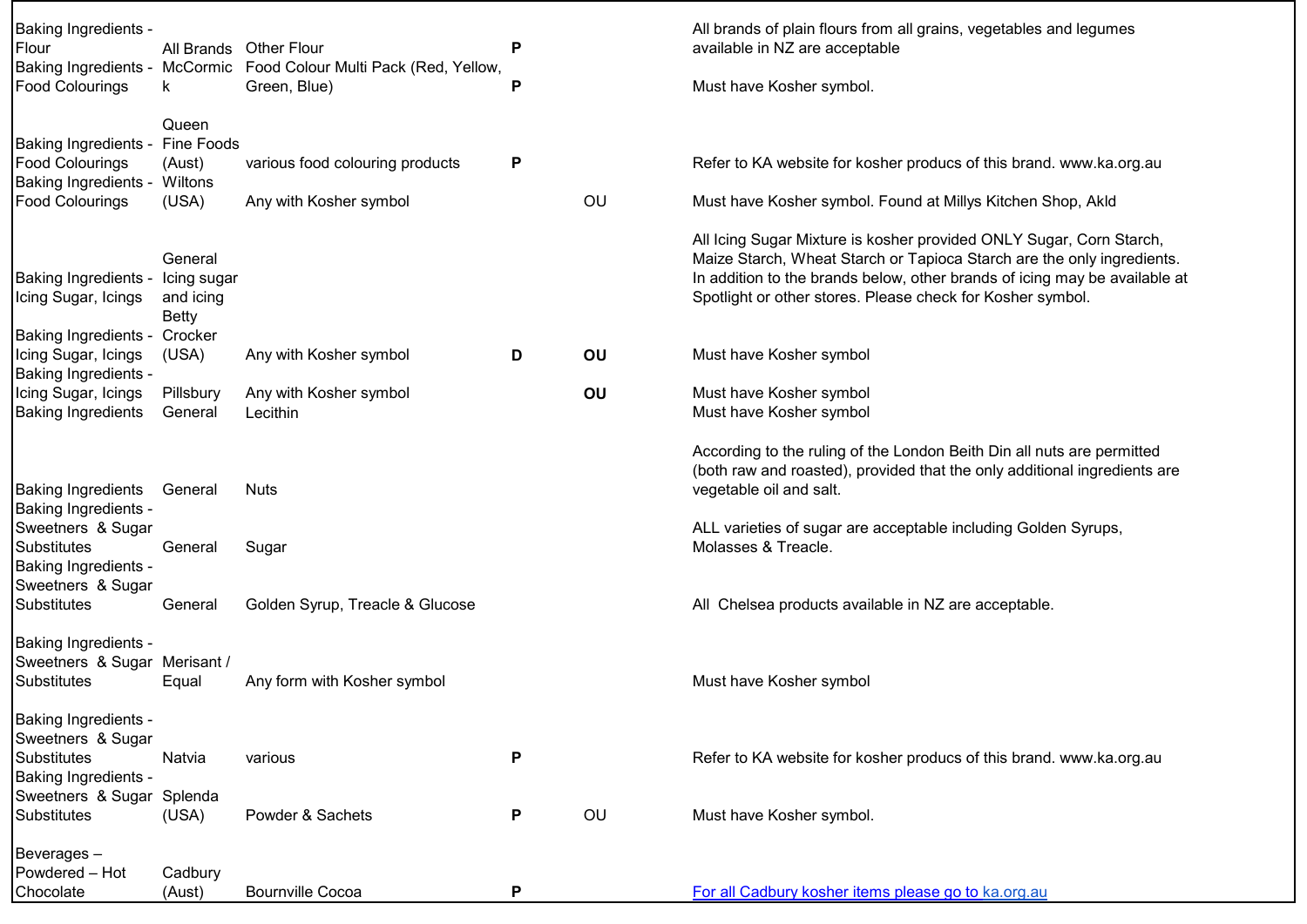| | | | | | |
|---|---|---|---|---|---|
| Baking Ingredients - Flour | All Brands | Other Flour | P | | All brands of plain flours from all grains, vegetables and legumes available in NZ are acceptable |
| Baking Ingredients - Food Colourings | McCormick | Food Colour Multi Pack (Red, Yellow, Green, Blue) | P | | Must have Kosher symbol. |
| Baking Ingredients - Food Colourings | Queen Fine Foods (Aust) | various food colouring products | P | | Refer to KA website for kosher producs of this brand. www.ka.org.au |
| Baking Ingredients - Food Colourings | Wiltons (USA) | Any with Kosher symbol | | OU | Must have Kosher symbol. Found at Millys Kitchen Shop, Akld |
| Baking Ingredients - Icing Sugar, Icings | General Icing sugar and icing | | | | All Icing Sugar Mixture is kosher provided ONLY Sugar, Corn Starch, Maize Starch, Wheat Starch or Tapioca Starch are the only ingredients. In addition to the brands below, other brands of icing may be available at Spotlight or other stores. Please check for Kosher symbol. |
| Baking Ingredients - Icing Sugar, Icings | Betty Crocker (USA) | Any with Kosher symbol | **D** | **OU** | Must have Kosher symbol |
| Baking Ingredients - Icing Sugar, Icings | Pillsbury | Any with Kosher symbol | | **OU** | Must have Kosher symbol |
| Baking Ingredients | General | Lecithin | | | Must have Kosher symbol |
| Baking Ingredients | General | Nuts | | | According to the ruling of the London Beith Din all nuts are permitted (both raw and roasted), provided that the only additional ingredients are vegetable oil and salt. |
| Baking Ingredients - Sweetners & Sugar Substitutes | General | Sugar | | | ALL varieties of sugar are acceptable including Golden Syrups, Molasses & Treacle. |
| Baking Ingredients - Sweetners & Sugar Substitutes | General | Golden Syrup, Treacle & Glucose | | | All Chelsea products available in NZ are acceptable. |
| Baking Ingredients - Sweetners & Sugar Substitutes | Merisant / Equal | Any form with Kosher symbol | | | Must have Kosher symbol |
| Baking Ingredients - Sweetners & Sugar Substitutes | Natvia | various | P | | Refer to KA website for kosher producs of this brand. www.ka.org.au |
| Baking Ingredients - Sweetners & Sugar Substitutes | Splenda (USA) | Powder & Sachets | P | OU | Must have Kosher symbol. |
| Beverages – Powdered – Hot Chocolate | Cadbury (Aust) | Bournville Cocoa | P | | For all Cadbury kosher items please go to ka.org.au |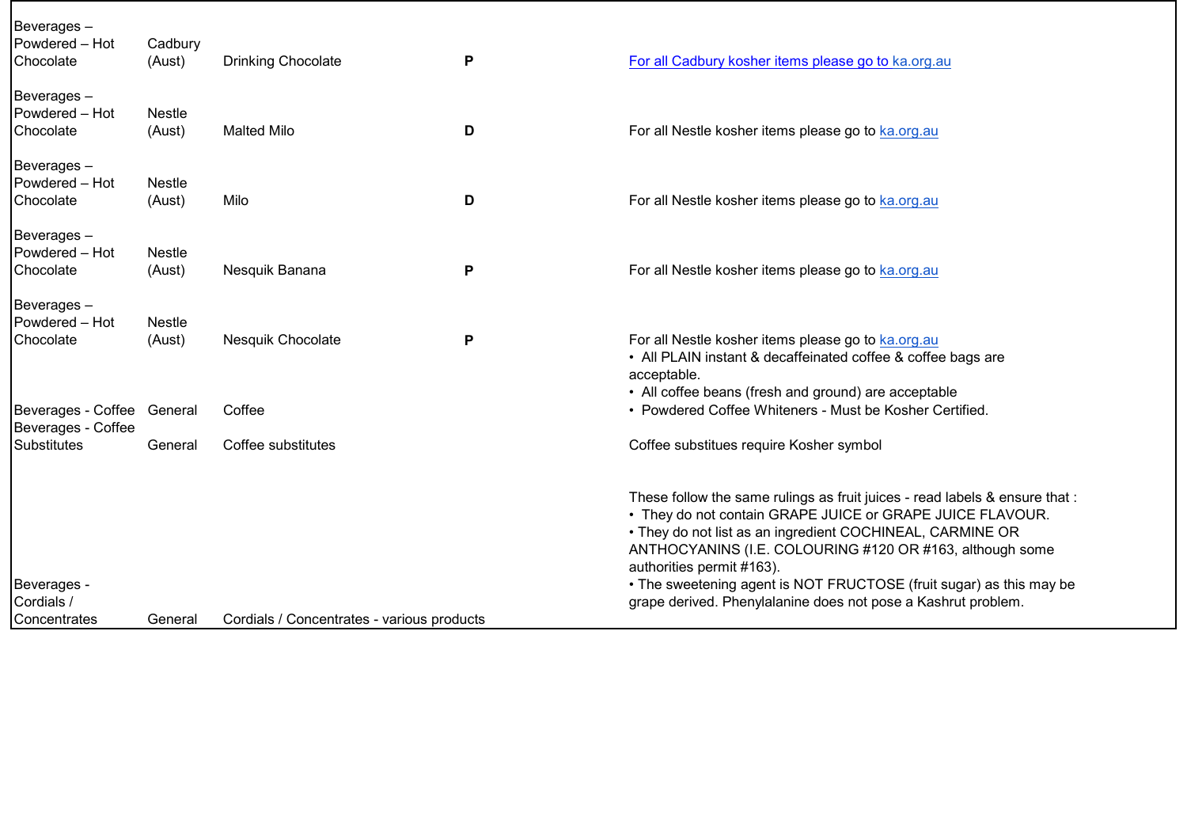| | | | | |
|---|---|---|---|---|
| Beverages – Powdered – Hot Chocolate | Cadbury (Aust) | Drinking Chocolate | **P** | For all Cadbury kosher items please go to ka.org.au |
| Beverages – Powdered – Hot Chocolate | Nestle (Aust) | Malted Milo | **D** | For all Nestle kosher items please go to ka.org.au |
| Beverages – Powdered – Hot Chocolate | Nestle (Aust) | Milo | **D** | For all Nestle kosher items please go to ka.org.au |
| Beverages – Powdered – Hot Chocolate | Nestle (Aust) | Nesquik Banana | **P** | For all Nestle kosher items please go to ka.org.au |
| Beverages – Powdered – Hot Chocolate | Nestle (Aust) | Nesquik Chocolate | **P** | For all Nestle kosher items please go to ka.org.au |
| Beverages - Coffee | General | Coffee | | • All PLAIN instant & decaffeinated coffee & coffee bags are acceptable. • All coffee beans (fresh and ground) are acceptable • Powdered Coffee Whiteners - Must be Kosher Certified. |
| Beverages - Coffee Substitutes | General | Coffee substitutes | | Coffee substitues require Kosher symbol |
| Beverages - Cordials / Concentrates | General | Cordials / Concentrates - various products | | These follow the same rulings as fruit juices - read labels & ensure that : • They do not contain GRAPE JUICE or GRAPE JUICE FLAVOUR. • They do not list as an ingredient COCHINEAL, CARMINE OR ANTHOCYANINS (I.E. COLOURING #120 OR #163, although some authorities permit #163). • The sweetening agent is NOT FRUCTOSE (fruit sugar) as this may be grape derived. Phenylalanine does not pose a Kashrut problem. |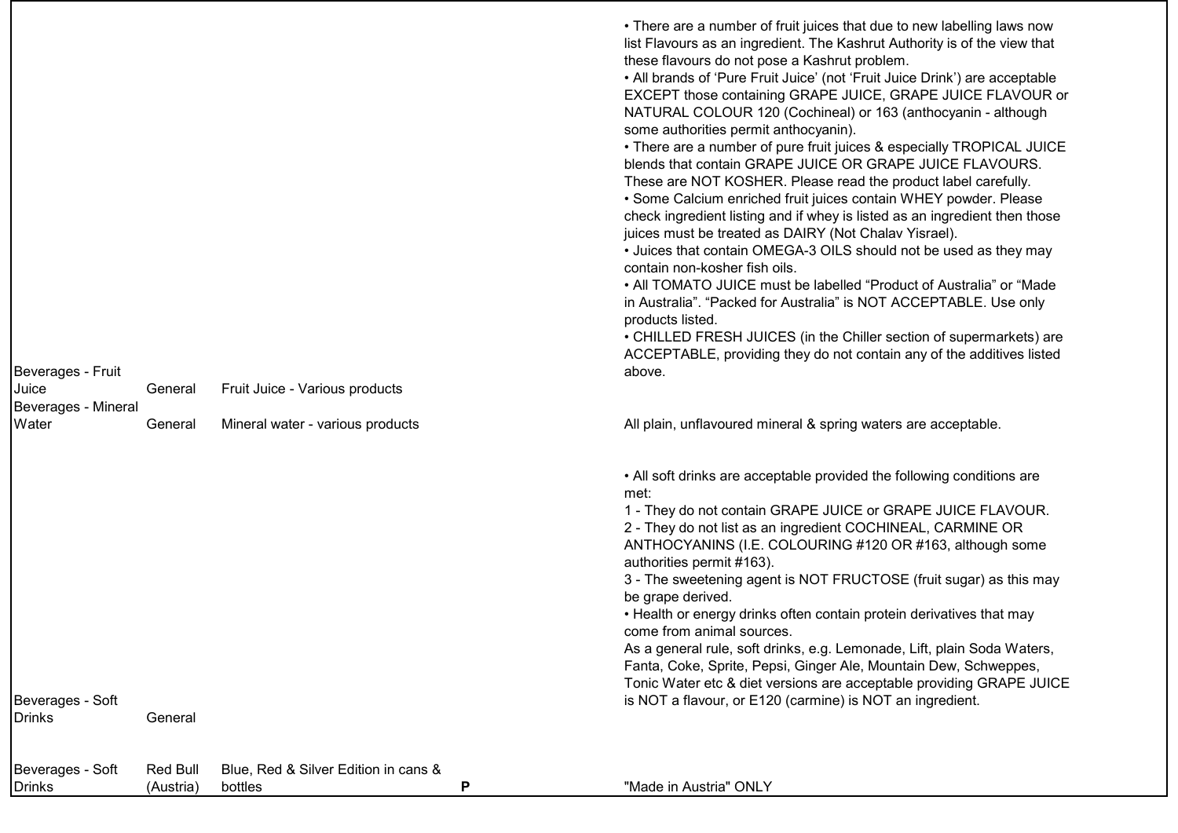| | | | | | |
|---|---|---|---|---|---|
| Beverages - Fruit Juice | General | Fruit Juice - Various products | | | • There are a number of fruit juices that due to new labelling laws now list Flavours as an ingredient. The Kashrut Authority is of the view that these flavours do not pose a Kashrut problem.<br>• All brands of 'Pure Fruit Juice' (not 'Fruit Juice Drink') are acceptable EXCEPT those containing GRAPE JUICE, GRAPE JUICE FLAVOUR or NATURAL COLOUR 120 (Cochineal) or 163 (anthocyanin - although some authorities permit anthocyanin).<br>• There are a number of pure fruit juices & especially TROPICAL JUICE blends that contain GRAPE JUICE OR GRAPE JUICE FLAVOURS. These are NOT KOSHER. Please read the product label carefully.<br>• Some Calcium enriched fruit juices contain WHEY powder. Please check ingredient listing and if whey is listed as an ingredient then those juices must be treated as DAIRY (Not Chalav Yisrael).<br>• Juices that contain OMEGA-3 OILS should not be used as they may contain non-kosher fish oils.<br>• All TOMATO JUICE must be labelled "Product of Australia" or "Made in Australia". "Packed for Australia" is NOT ACCEPTABLE. Use only products listed.<br>• CHILLED FRESH JUICES (in the Chiller section of supermarkets) are ACCEPTABLE, providing they do not contain any of the additives listed above. |
| Beverages - Mineral Water | General | Mineral water - various products | | | All plain, unflavoured mineral & spring waters are acceptable. |
| Beverages - Soft Drinks | General | | | | • All soft drinks are acceptable provided the following conditions are met:<br>1 - They do not contain GRAPE JUICE or GRAPE JUICE FLAVOUR.<br>2 - They do not list as an ingredient COCHINEAL, CARMINE OR ANTHOCYANINS (I.E. COLOURING #120 OR #163, although some authorities permit #163).<br>3 - The sweetening agent is NOT FRUCTOSE (fruit sugar) as this may be grape derived.<br>• Health or energy drinks often contain protein derivatives that may come from animal sources.<br>As a general rule, soft drinks, e.g. Lemonade, Lift, plain Soda Waters, Fanta, Coke, Sprite, Pepsi, Ginger Ale, Mountain Dew, Schweppes, Tonic Water etc & diet versions are acceptable providing GRAPE JUICE is NOT a flavour, or E120 (carmine) is NOT an ingredient. |
| Beverages - Soft Drinks | Red Bull (Austria) | Blue, Red & Silver Edition in cans & bottles | P | | "Made in Austria" ONLY |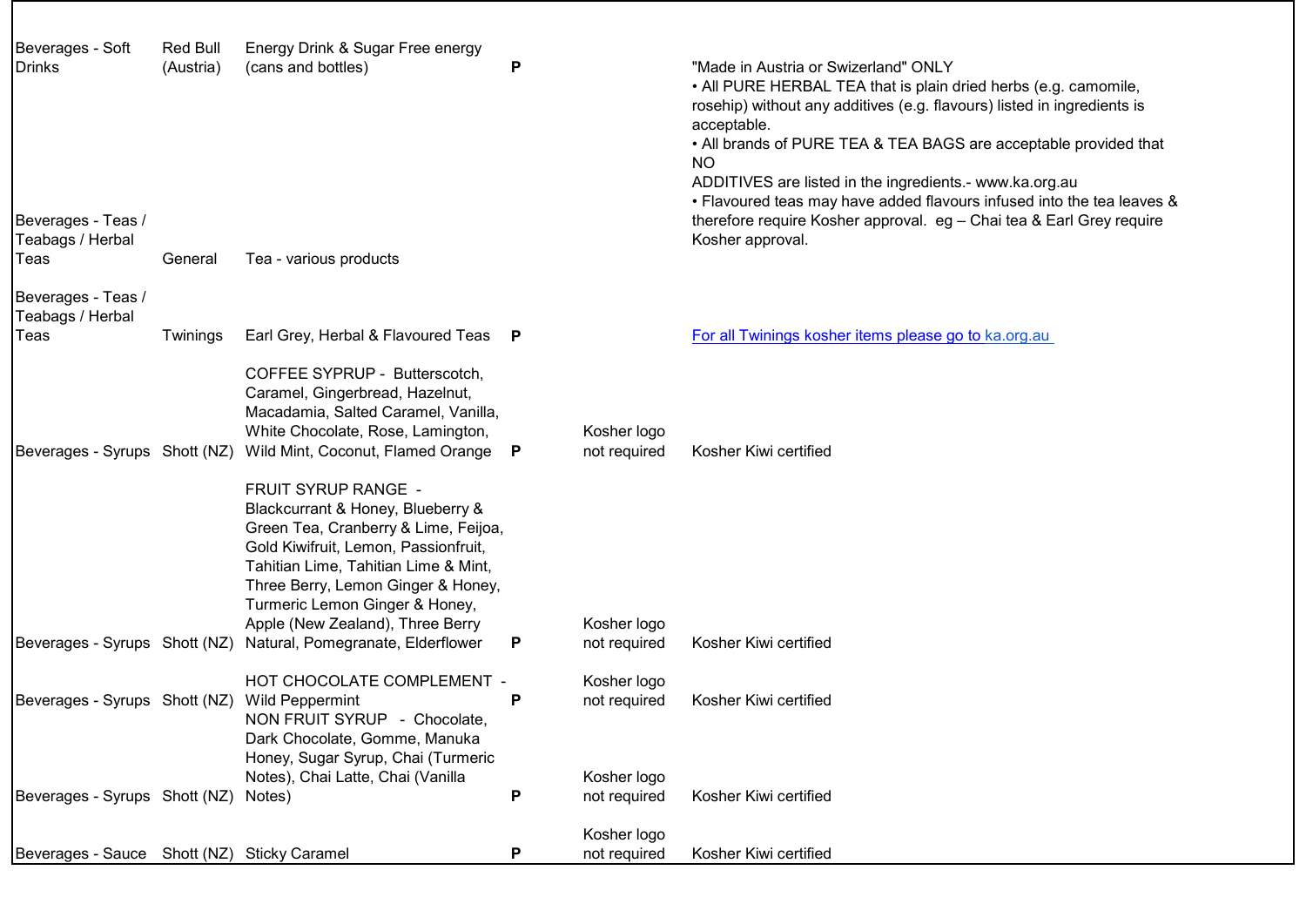| | | | | | |
|---|---|---|---|---|---|
| Beverages - Soft Drinks | Red Bull (Austria) | Energy Drink & Sugar Free energy (cans and bottles) | P | | "Made in Austria or Swizerland" ONLY |
| Beverages - Teas / Teabags / Herbal Teas | General | Tea - various products | | | • All PURE HERBAL TEA that is plain dried herbs (e.g. camomile, rosehip) without any additives (e.g. flavours) listed in ingredients is acceptable.<br>• All brands of PURE TEA & TEA BAGS are acceptable provided that NO ADDITIVES are listed in the ingredients.- www.ka.org.au<br>• Flavoured teas may have added flavours infused into the tea leaves & therefore require Kosher approval. eg – Chai tea & Earl Grey require Kosher approval. |
| Beverages - Teas / Teabags / Herbal Teas | Twinings | Earl Grey, Herbal & Flavoured Teas | P | | For all Twinings kosher items please go to ka.org.au |
| Beverages - Syrups | Shott (NZ) | COFFEE SYPRUP - Butterscotch, Caramel, Gingerbread, Hazelnut, Macadamia, Salted Caramel, Vanilla, White Chocolate, Rose, Lamington, Wild Mint, Coconut, Flamed Orange | P | Kosher logo not required | Kosher Kiwi certified |
| Beverages - Syrups | Shott (NZ) | FRUIT SYRUP RANGE - Blackcurrant & Honey, Blueberry & Green Tea, Cranberry & Lime, Feijoa, Gold Kiwifruit, Lemon, Passionfruit, Tahitian Lime, Tahitian Lime & Mint, Three Berry, Lemon Ginger & Honey, Turmeric Lemon Ginger & Honey, Apple (New Zealand), Three Berry Natural, Pomegranate, Elderflower | P | Kosher logo not required | Kosher Kiwi certified |
| Beverages - Syrups | Shott (NZ) | HOT CHOCOLATE COMPLEMENT - Wild Peppermint | P | Kosher logo not required | Kosher Kiwi certified |
| Beverages - Syrups | Shott (NZ) | NON FRUIT SYRUP - Chocolate, Dark Chocolate, Gomme, Manuka Honey, Sugar Syrup, Chai (Turmeric Notes), Chai Latte, Chai (Vanilla Notes) | P | Kosher logo not required | Kosher Kiwi certified |
| Beverages - Sauce | Shott (NZ) | Sticky Caramel | P | Kosher logo not required | Kosher Kiwi certified |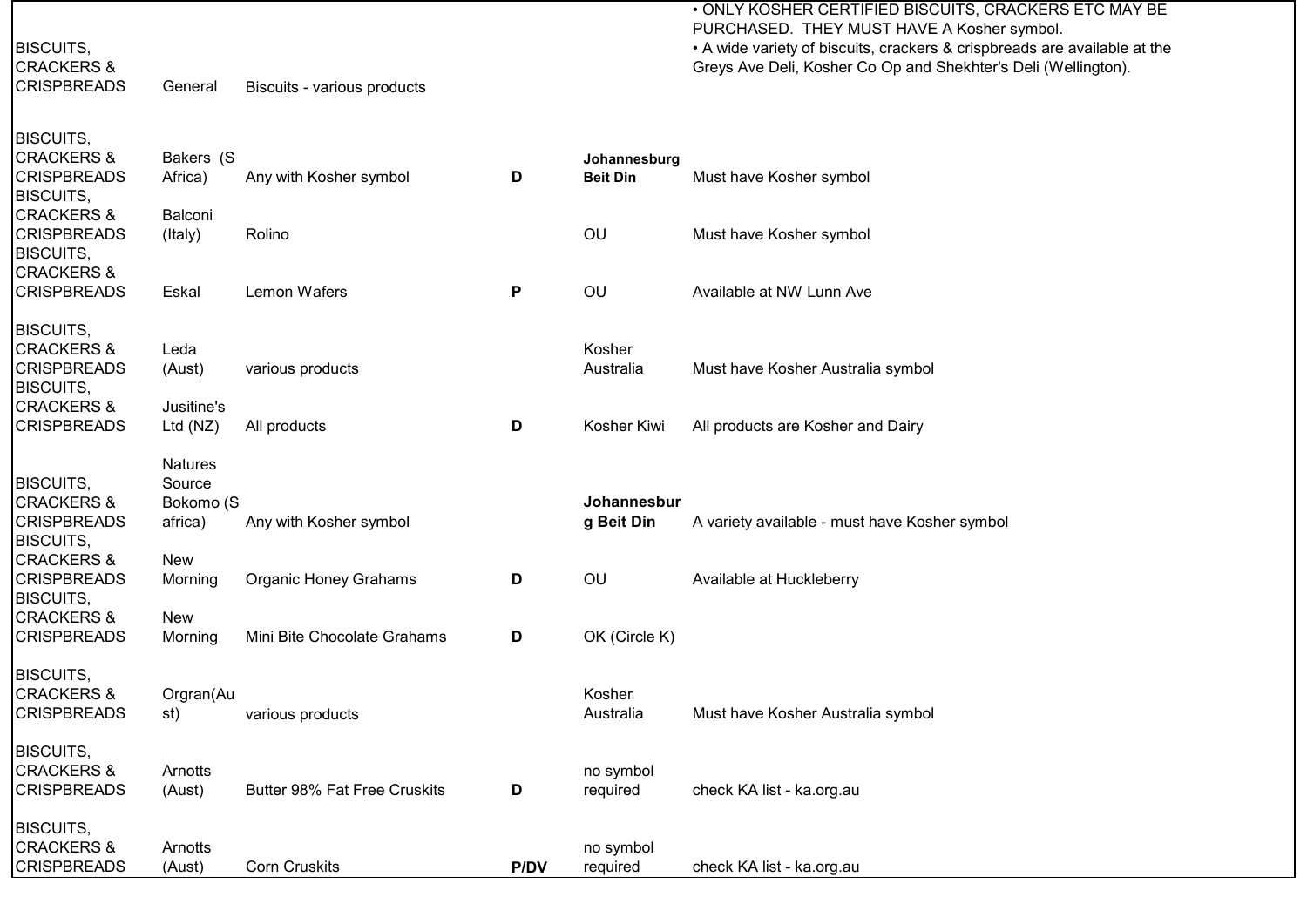| | | | | | |
|---|---|---|---|---|---|
| BISCUITS, CRACKERS & CRISPBREADS | General | Biscuits - various products | | | • ONLY KOSHER CERTIFIED BISCUITS, CRACKERS ETC MAY BE PURCHASED. THEY MUST HAVE A Kosher symbol.<br>• A wide variety of biscuits, crackers & crispbreads are available at the Greys Ave Deli, Kosher Co Op and Shekhter's Deli (Wellington). |
| BISCUITS, CRACKERS & CRISPBREADS | Bakers (S Africa) | Any with Kosher symbol | **D** | **Johannesburg Beit Din** | Must have Kosher symbol |
| BISCUITS, CRACKERS & CRISPBREADS | Balconi (Italy) | Rolino | | OU | Must have Kosher symbol |
| BISCUITS, CRACKERS & CRISPBREADS | Eskal | Lemon Wafers | **P** | OU | Available at NW Lunn Ave |
| BISCUITS, CRACKERS & CRISPBREADS | Leda (Aust) | various products | | Kosher Australia | Must have Kosher Australia symbol |
| BISCUITS, CRACKERS & CRISPBREADS | Jusitine's Ltd (NZ) | All products | **D** | Kosher Kiwi | All products are Kosher and Dairy |
| BISCUITS, CRACKERS & CRISPBREADS | Natures Source Bokomo (S africa) | Any with Kosher symbol | | **Johannesburg Beit Din** | A variety available - must have Kosher symbol |
| BISCUITS, CRACKERS & CRISPBREADS | New Morning | Organic Honey Grahams | **D** | OU | Available at Huckleberry |
| BISCUITS, CRACKERS & CRISPBREADS | New Morning | Mini Bite Chocolate Grahams | **D** | OK (Circle K) | |
| BISCUITS, CRACKERS & CRISPBREADS | Orgran(Aust) | various products | | Kosher Australia | Must have Kosher Australia symbol |
| BISCUITS, CRACKERS & CRISPBREADS | Arnotts (Aust) | Butter 98% Fat Free Cruskits | **D** | no symbol required | check KA list - ka.org.au |
| BISCUITS, CRACKERS & CRISPBREADS | Arnotts (Aust) | Corn Cruskits | **P/DV** | no symbol required | check KA list - ka.org.au |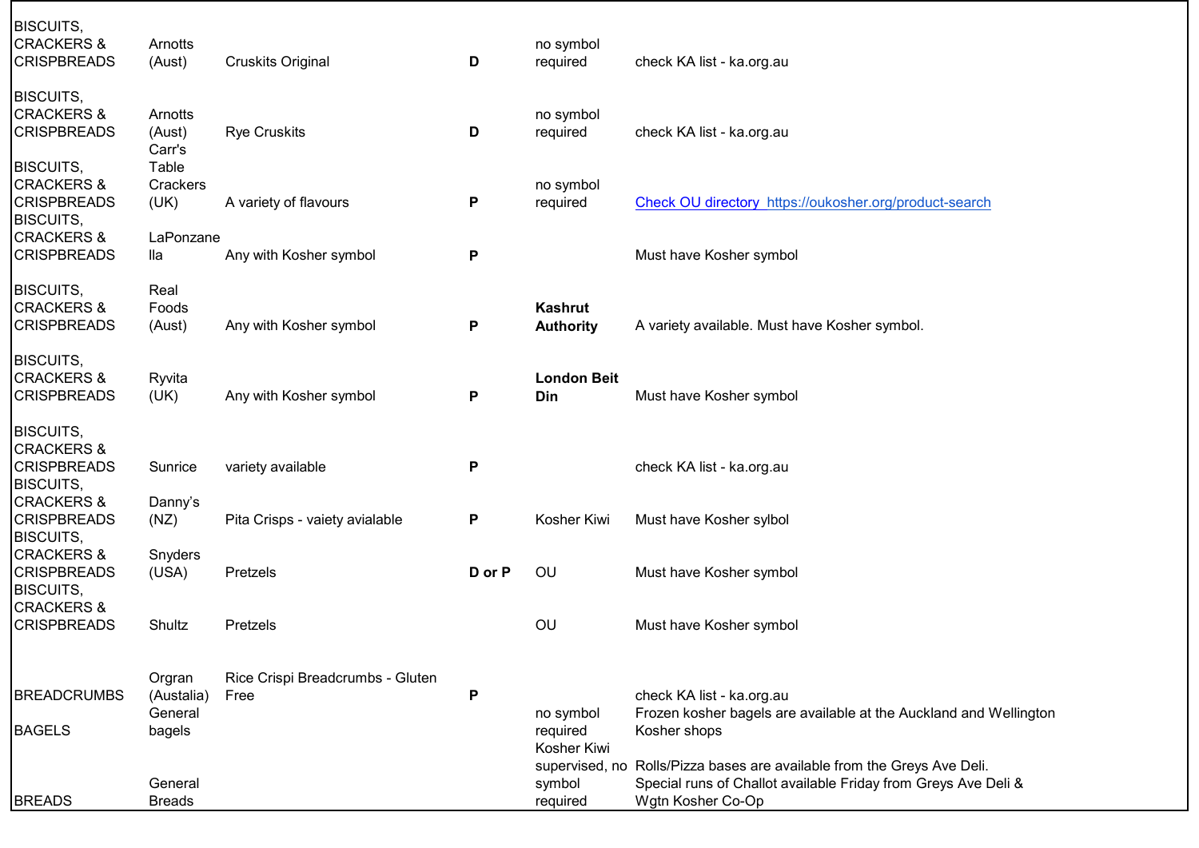| | | | | | |
|---|---|---|---|---|---|
| BISCUITS, CRACKERS & CRISPBREADS | Arnotts (Aust) | Cruskits Original | **D** | no symbol required | check KA list - ka.org.au |
| BISCUITS, CRACKERS & CRISPBREADS | Arnotts (Aust) | Rye Cruskits | **D** | no symbol required | check KA list - ka.org.au |
| BISCUITS, CRACKERS & CRISPBREADS | Carr's Table Crackers (UK) | A variety of flavours | **P** | no symbol required | Check OU directory https://oukosher.org/product-search |
| BISCUITS, CRACKERS & CRISPBREADS | LaPonzanella | Any with Kosher symbol | **P** | | Must have Kosher symbol |
| BISCUITS, CRACKERS & CRISPBREADS | Real Foods (Aust) | Any with Kosher symbol | **P** | **Kashrut Authority** | A variety available. Must have Kosher symbol. |
| BISCUITS, CRACKERS & CRISPBREADS | Ryvita (UK) | Any with Kosher symbol | **P** | **London Beit Din** | Must have Kosher symbol |
| BISCUITS, CRACKERS & CRISPBREADS | Sunrice | variety available | **P** | | check KA list - ka.org.au |
| BISCUITS, CRACKERS & CRISPBREADS | Danny's (NZ) | Pita Crisps - vaiety avialable | **P** | Kosher Kiwi | Must have Kosher sylbol |
| BISCUITS, CRACKERS & CRISPBREADS | Snyders (USA) | Pretzels | **D or P** | OU | Must have Kosher symbol |
| BISCUITS, CRACKERS & CRISPBREADS | Shultz | Pretzels | | OU | Must have Kosher symbol |
| BREADCRUMBS | Orgran (Austalia) | Rice Crispi Breadcrumbs - Gluten Free | **P** | | check KA list - ka.org.au |
| BAGELS | General bagels | | | no symbol required | Frozen kosher bagels are available at the Auckland and Wellington Kosher shops |
| BREADS | General Breads | | | Kosher Kiwi supervised, no symbol required | Rolls/Pizza bases are available from the Greys Ave Deli. Special runs of Challot available Friday from Greys Ave Deli & Wgtn Kosher Co-Op |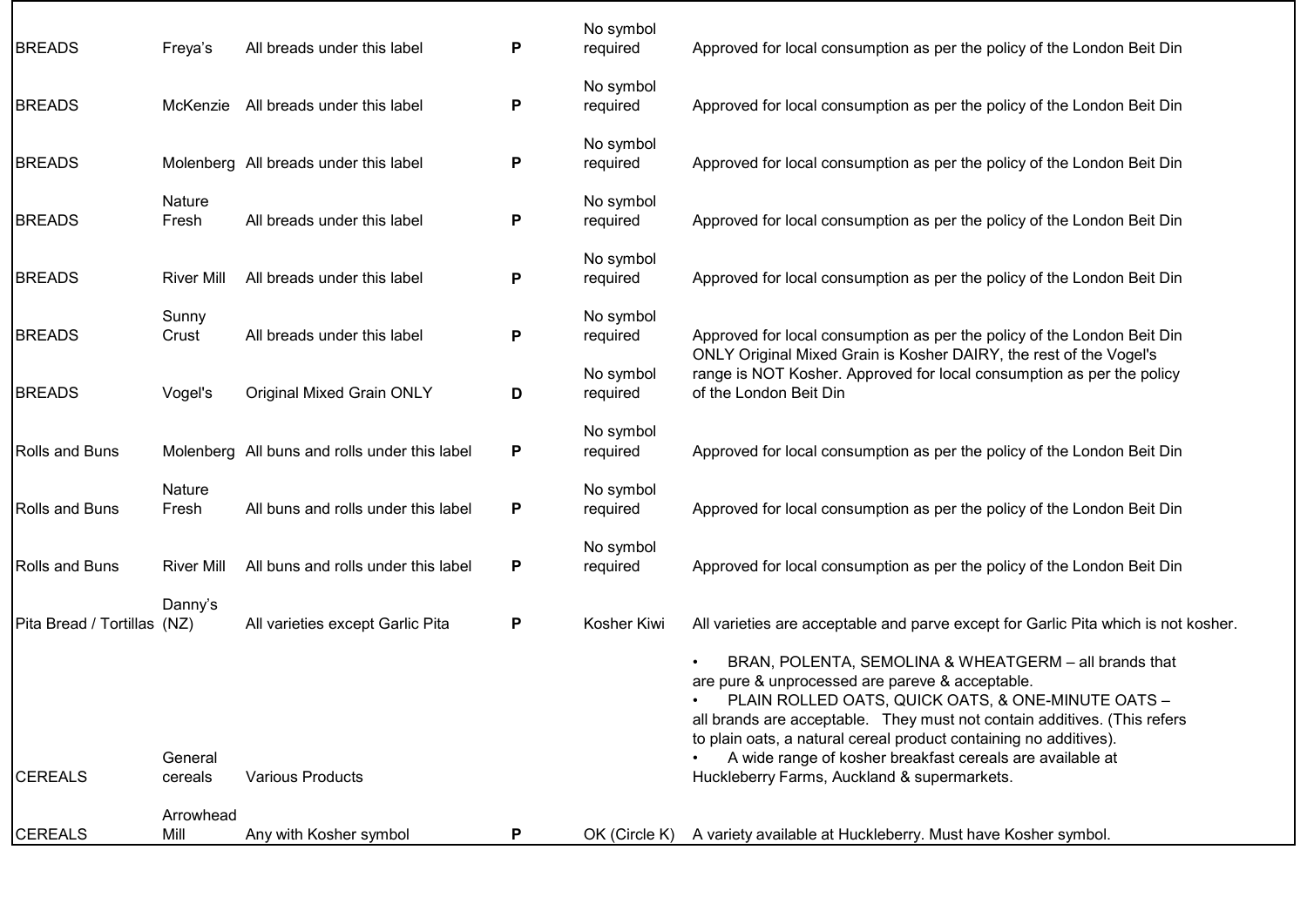| | | | | | |
|---|---|---|---|---|---|
| BREADS | Freya's | All breads under this label | **P** | No symbol required | Approved for local consumption as per the policy of the London Beit Din |
| BREADS | McKenzie | All breads under this label | **P** | No symbol required | Approved for local consumption as per the policy of the London Beit Din |
| BREADS | Molenberg | All breads under this label | **P** | No symbol required | Approved for local consumption as per the policy of the London Beit Din |
| BREADS | Nature Fresh | All breads under this label | **P** | No symbol required | Approved for local consumption as per the policy of the London Beit Din |
| BREADS | River Mill | All breads under this label | **P** | No symbol required | Approved for local consumption as per the policy of the London Beit Din |
| BREADS | Sunny Crust | All breads under this label | **P** | No symbol required | Approved for local consumption as per the policy of the London Beit Din |
| BREADS | Vogel's | Original Mixed Grain ONLY | **D** | No symbol required | ONLY Original Mixed Grain is Kosher DAIRY, the rest of the Vogel's range is NOT Kosher. Approved for local consumption as per the policy of the London Beit Din |
| Rolls and Buns | Molenberg | All buns and rolls under this label | **P** | No symbol required | Approved for local consumption as per the policy of the London Beit Din |
| Rolls and Buns | Nature Fresh | All buns and rolls under this label | **P** | No symbol required | Approved for local consumption as per the policy of the London Beit Din |
| Rolls and Buns | River Mill | All buns and rolls under this label | **P** | No symbol required | Approved for local consumption as per the policy of the London Beit Din |
| Pita Bread / Tortillas | Danny's (NZ) | All varieties except Garlic Pita | **P** | Kosher Kiwi | All varieties are acceptable and parve except for Garlic Pita which is not kosher. |
| CEREALS | General cereals | Various Products | | | • BRAN, POLENTA, SEMOLINA & WHEATGERM – all brands that are pure & unprocessed are pareve & acceptable. • PLAIN ROLLED OATS, QUICK OATS, & ONE-MINUTE OATS – all brands are acceptable. They must not contain additives. (This refers to plain oats, a natural cereal product containing no additives). • A wide range of kosher breakfast cereals are available at Huckleberry Farms, Auckland & supermarkets. |
| CEREALS | Arrowhead Mill | Any with Kosher symbol | **P** | OK (Circle K) | A variety available at Huckleberry. Must have Kosher symbol. |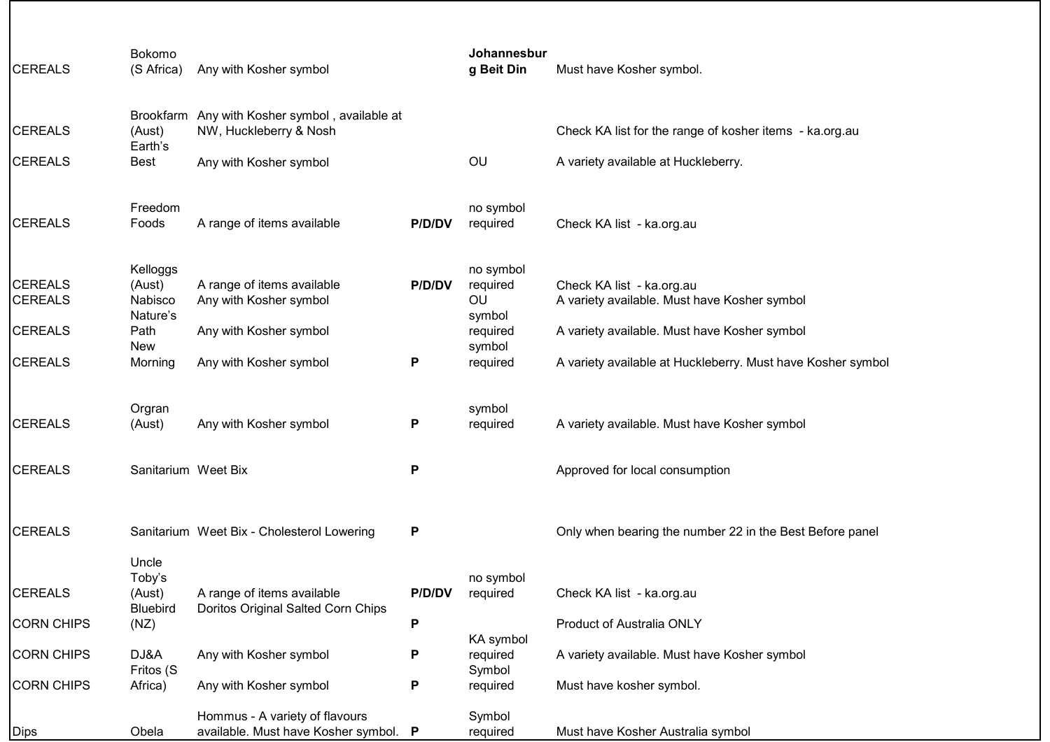| | | | | | |
|---|---|---|---|---|---|
| CEREALS | Bokomo (S Africa) | Any with Kosher symbol | | **Johannesburg Beit Din** | Must have Kosher symbol. |
| CEREALS | Brookfarm (Aust) | Any with Kosher symbol , available at NW, Huckleberry & Nosh | | | Check KA list for the range of kosher items - ka.org.au |
| CEREALS | Earth's Best | Any with Kosher symbol | | OU | A variety available at Huckleberry. |
| CEREALS | Freedom Foods | A range of items available | **P/D/DV** | no symbol required | Check KA list - ka.org.au |
| CEREALS | Kelloggs (Aust) | A range of items available | **P/D/DV** | no symbol required | Check KA list - ka.org.au |
| CEREALS | Nabisco | Any with Kosher symbol | | OU | A variety available. Must have Kosher symbol |
| CEREALS | Nature's Path | Any with Kosher symbol | | symbol required | A variety available. Must have Kosher symbol |
| CEREALS | New Morning | Any with Kosher symbol | **P** | symbol required | A variety available at Huckleberry. Must have Kosher symbol |
| CEREALS | Orgran (Aust) | Any with Kosher symbol | **P** | symbol required | A variety available. Must have Kosher symbol |
| CEREALS | Sanitarium | Weet Bix | **P** | | Approved for local consumption |
| CEREALS | Sanitarium | Weet Bix - Cholesterol Lowering | **P** | | Only when bearing the number 22 in the Best Before panel |
| CEREALS | Uncle Toby's (Aust) | A range of items available | **P/D/DV** | no symbol required | Check KA list - ka.org.au |
| CORN CHIPS | Bluebird (NZ) | Doritos Original Salted Corn Chips | **P** | | Product of Australia ONLY |
| CORN CHIPS | DJ&A | Any with Kosher symbol | **P** | KA symbol required | A variety available. Must have Kosher symbol |
| CORN CHIPS | Fritos (S Africa) | Any with Kosher symbol | **P** | Symbol required | Must have kosher symbol. |
| Dips | Obela | Hommus - A variety of flavours available. Must have Kosher symbol. | **P** | Symbol required | Must have Kosher Australia symbol |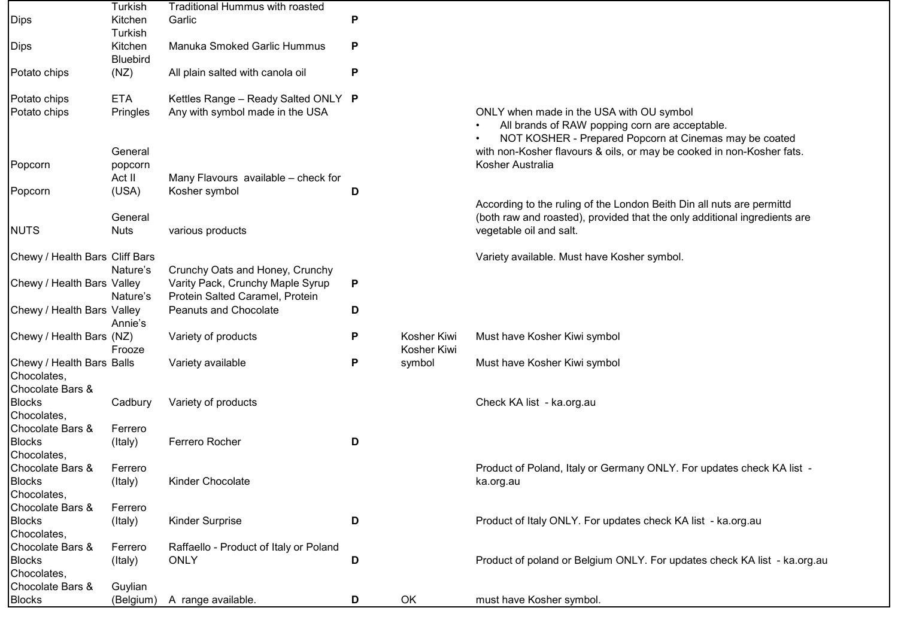| | | | | | |
|---|---|---|---|---|---|
| Dips | Turkish Kitchen | Traditional Hummus with roasted Garlic | P | | |
| Dips | Turkish Kitchen | Manuka Smoked Garlic Hummus | P | | |
| Potato chips | Bluebird (NZ) | All plain salted with canola oil | P | | |
| Potato chips | ETA | Kettles Range – Ready Salted ONLY | P | | |
| Potato chips | Pringles | Any with symbol made in the USA | | | ONLY when made in the USA with OU symbol |
| Popcorn | General popcorn | | | | • All brands of RAW popping corn are acceptable.<br>• NOT KOSHER - Prepared Popcorn at Cinemas may be coated with non-Kosher flavours & oils, or may be cooked in non-Kosher fats. Kosher Australia |
| Popcorn | Act II (USA) | Many Flavours available – check for Kosher symbol | D | | |
| NUTS | General Nuts | various products | | | According to the ruling of the London Beith Din all nuts are permittd (both raw and roasted), provided that the only additional ingredients are vegetable oil and salt. |
| Chewy / Health Bars | Cliff Bars | | | | Variety available. Must have Kosher symbol. |
| Chewy / Health Bars | Nature's Valley | Crunchy Oats and Honey, Crunchy Varity Pack, Crunchy Maple Syrup | P | | |
| Chewy / Health Bars | Nature's Valley | Protein Salted Caramel, Protein Peanuts and Chocolate | D | | |
| Chewy / Health Bars | Annie's (NZ) | Variety of products | P | Kosher Kiwi | Must have Kosher Kiwi symbol |
| Chewy / Health Bars | Frooze Balls | Variety available | P | Kosher Kiwi symbol | Must have Kosher Kiwi symbol |
| Chocolates, Chocolate Bars & Blocks | Cadbury | Variety of products | | | Check KA list - ka.org.au |
| Chocolates, Chocolate Bars & Blocks | Ferrero (Italy) | Ferrero Rocher | D | | |
| Chocolates, Chocolate Bars & Blocks | Ferrero (Italy) | Kinder Chocolate | | | Product of Poland, Italy or Germany ONLY. For updates check KA list - ka.org.au |
| Chocolates, Chocolate Bars & Blocks | Ferrero (Italy) | Kinder Surprise | D | | Product of Italy ONLY. For updates check KA list - ka.org.au |
| Chocolates, Chocolate Bars & Blocks | Ferrero (Italy) | Raffaello - Product of Italy or Poland ONLY | D | | Product of poland or Belgium ONLY. For updates check KA list - ka.org.au |
| Chocolates, Chocolate Bars & Blocks | Guylian (Belgium) | A range available. | D | OK | must have Kosher symbol. |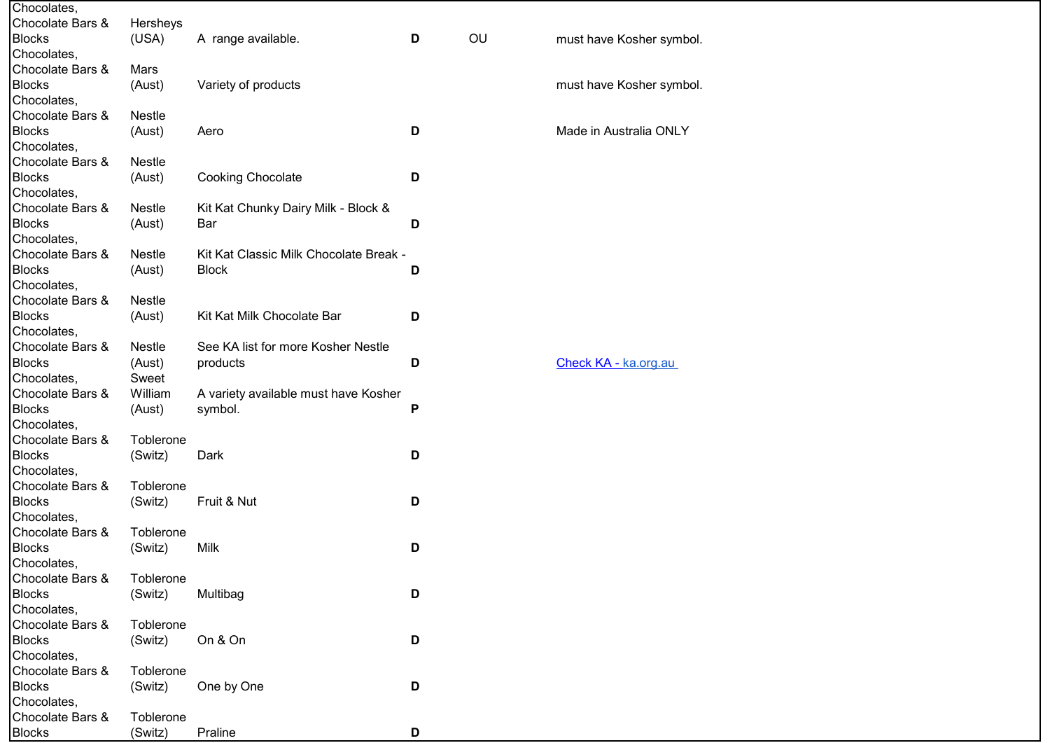| | | | | | |
|---|---|---|---|---|---|
| Chocolates, Chocolate Bars & Blocks | Hersheys (USA) | A range available. | **D** | OU | must have Kosher symbol. |
| Chocolates, Chocolate Bars & Blocks | Mars (Aust) | Variety of products | | | must have Kosher symbol. |
| Chocolates, Chocolate Bars & Blocks | Nestle (Aust) | Aero | **D** | | Made in Australia ONLY |
| Chocolates, Chocolate Bars & Blocks | Nestle (Aust) | Cooking Chocolate | **D** | | |
| Chocolates, Chocolate Bars & Blocks | Nestle (Aust) | Kit Kat Chunky Dairy Milk - Block & Bar | **D** | | |
| Chocolates, Chocolate Bars & Blocks | Nestle (Aust) | Kit Kat Classic Milk Chocolate Break - Block | **D** | | |
| Chocolates, Chocolate Bars & Blocks | Nestle (Aust) | Kit Kat Milk Chocolate Bar | **D** | | |
| Chocolates, Chocolate Bars & Blocks | Nestle (Aust) | See KA list for more Kosher Nestle products | **D** | | Check KA - ka.org.au |
| Chocolates, Chocolate Bars & Blocks | Sweet William (Aust) | A variety available must have Kosher symbol. | **P** | | |
| Chocolates, Chocolate Bars & Blocks | Toblerone (Switz) | Dark | **D** | | |
| Chocolates, Chocolate Bars & Blocks | Toblerone (Switz) | Fruit & Nut | **D** | | |
| Chocolates, Chocolate Bars & Blocks | Toblerone (Switz) | Milk | **D** | | |
| Chocolates, Chocolate Bars & Blocks | Toblerone (Switz) | Multibag | **D** | | |
| Chocolates, Chocolate Bars & Blocks | Toblerone (Switz) | On & On | **D** | | |
| Chocolates, Chocolate Bars & Blocks | Toblerone (Switz) | One by One | **D** | | |
| Chocolates, Chocolate Bars & Blocks | Toblerone (Switz) | Praline | **D** | | |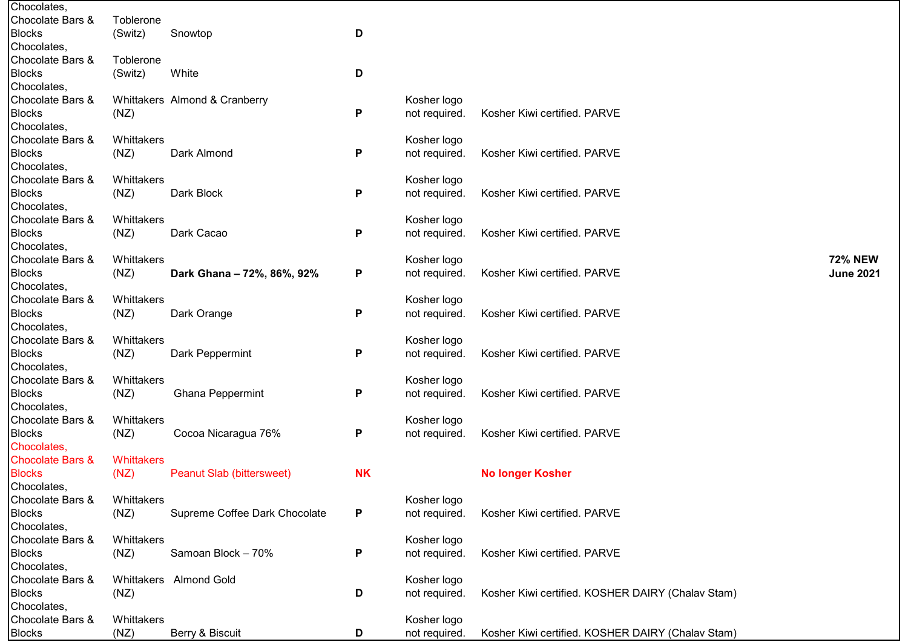| | | | | | | |
|---|---|---|---|---|---|---|
| Chocolates, Chocolate Bars & Blocks | Toblerone (Switz) | Snowtop | **D** | | | |
| Chocolates, Chocolate Bars & Blocks | Toblerone (Switz) | White | **D** | | | |
| Chocolates, Chocolate Bars & Blocks | Whittakers (NZ) | Almond & Cranberry | **P** | Kosher logo not required. | Kosher Kiwi certified. PARVE | |
| Chocolates, Chocolate Bars & Blocks | Whittakers (NZ) | Dark Almond | **P** | Kosher logo not required. | Kosher Kiwi certified. PARVE | |
| Chocolates, Chocolate Bars & Blocks | Whittakers (NZ) | Dark Block | **P** | Kosher logo not required. | Kosher Kiwi certified. PARVE | |
| Chocolates, Chocolate Bars & Blocks | Whittakers (NZ) | Dark Cacao | **P** | Kosher logo not required. | Kosher Kiwi certified. PARVE | |
| Chocolates, Chocolate Bars & Blocks | Whittakers (NZ) | **Dark Ghana – 72%, 86%, 92%** | **P** | Kosher logo not required. | Kosher Kiwi certified. PARVE | **72% NEW June 2021** |
| Chocolates, Chocolate Bars & Blocks | Whittakers (NZ) | Dark Orange | **P** | Kosher logo not required. | Kosher Kiwi certified. PARVE | |
| Chocolates, Chocolate Bars & Blocks | Whittakers (NZ) | Dark Peppermint | **P** | Kosher logo not required. | Kosher Kiwi certified. PARVE | |
| Chocolates, Chocolate Bars & Blocks | Whittakers (NZ) | Ghana Peppermint | **P** | Kosher logo not required. | Kosher Kiwi certified. PARVE | |
| Chocolates, Chocolate Bars & Blocks | Whittakers (NZ) | Cocoa Nicaragua 76% | **P** | Kosher logo not required. | Kosher Kiwi certified. PARVE | |
| Chocolates, Chocolate Bars & Blocks | Whittakers (NZ) | Peanut Slab (bittersweet) | **NK** | | **No longer Kosher** | |
| Chocolates, Chocolate Bars & Blocks | Whittakers (NZ) | Supreme Coffee Dark Chocolate | **P** | Kosher logo not required. | Kosher Kiwi certified. PARVE | |
| Chocolates, Chocolate Bars & Blocks | Whittakers (NZ) | Samoan Block – 70% | **P** | Kosher logo not required. | Kosher Kiwi certified. PARVE | |
| Chocolates, Chocolate Bars & Blocks | Whittakers (NZ) | Almond Gold | **D** | Kosher logo not required. | Kosher Kiwi certified. KOSHER DAIRY (Chalav Stam) | |
| Chocolates, Chocolate Bars & Blocks | Whittakers (NZ) | Berry & Biscuit | **D** | Kosher logo not required. | Kosher Kiwi certified. KOSHER DAIRY (Chalav Stam) | |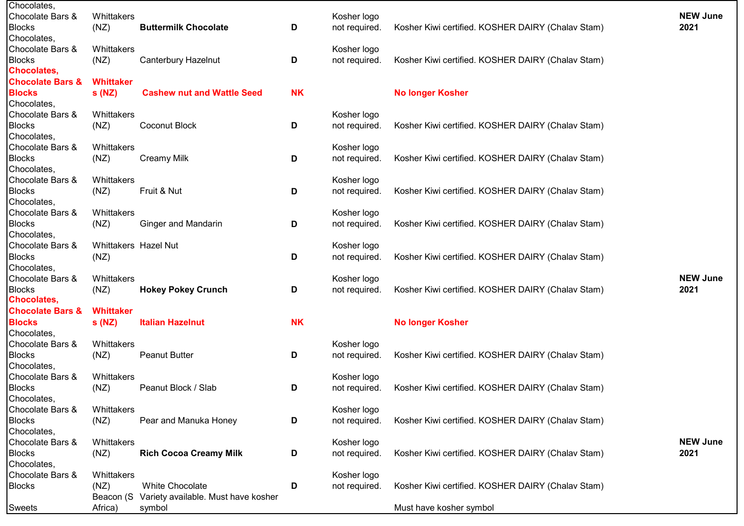| | | | | | | |
|---|---|---|---|---|---|---|
| Chocolates, Chocolate Bars & Blocks | Whittakers (NZ) | **Buttermilk Chocolate** | **D** | Kosher logo not required. | Kosher Kiwi certified. KOSHER DAIRY (Chalav Stam) | **NEW June 2021** |
| Chocolates, Chocolate Bars & Blocks | Whittakers (NZ) | Canterbury Hazelnut | **D** | Kosher logo not required. | Kosher Kiwi certified. KOSHER DAIRY (Chalav Stam) | |
| **Chocolates, Chocolate Bars & Blocks** | **Whittakers (NZ)** | **Cashew nut and Wattle Seed** | **NK** | | **No longer Kosher** | |
| Chocolates, Chocolate Bars & Blocks | Whittakers (NZ) | Coconut Block | **D** | Kosher logo not required. | Kosher Kiwi certified. KOSHER DAIRY (Chalav Stam) | |
| Chocolates, Chocolate Bars & Blocks | Whittakers (NZ) | Creamy Milk | **D** | Kosher logo not required. | Kosher Kiwi certified. KOSHER DAIRY (Chalav Stam) | |
| Chocolates, Chocolate Bars & Blocks | Whittakers (NZ) | Fruit & Nut | **D** | Kosher logo not required. | Kosher Kiwi certified. KOSHER DAIRY (Chalav Stam) | |
| Chocolates, Chocolate Bars & Blocks | Whittakers (NZ) | Ginger and Mandarin | **D** | Kosher logo not required. | Kosher Kiwi certified. KOSHER DAIRY (Chalav Stam) | |
| Chocolates, Chocolate Bars & Blocks | Whittakers (NZ) | Hazel Nut | **D** | Kosher logo not required. | Kosher Kiwi certified. KOSHER DAIRY (Chalav Stam) | |
| Chocolates, Chocolate Bars & Blocks | Whittakers (NZ) | **Hokey Pokey Crunch** | **D** | Kosher logo not required. | Kosher Kiwi certified. KOSHER DAIRY (Chalav Stam) | **NEW June 2021** |
| **Chocolates, Chocolate Bars & Blocks** | **Whittakers (NZ)** | **Italian Hazelnut** | **NK** | | **No longer Kosher** | |
| Chocolates, Chocolate Bars & Blocks | Whittakers (NZ) | Peanut Butter | **D** | Kosher logo not required. | Kosher Kiwi certified. KOSHER DAIRY (Chalav Stam) | |
| Chocolates, Chocolate Bars & Blocks | Whittakers (NZ) | Peanut Block / Slab | **D** | Kosher logo not required. | Kosher Kiwi certified. KOSHER DAIRY (Chalav Stam) | |
| Chocolates, Chocolate Bars & Blocks | Whittakers (NZ) | Pear and Manuka Honey | **D** | Kosher logo not required. | Kosher Kiwi certified. KOSHER DAIRY (Chalav Stam) | |
| Chocolates, Chocolate Bars & Blocks | Whittakers (NZ) | **Rich Cocoa Creamy Milk** | **D** | Kosher logo not required. | Kosher Kiwi certified. KOSHER DAIRY (Chalav Stam) | **NEW June 2021** |
| Chocolates, Chocolate Bars & Blocks | Whittakers (NZ) | White Chocolate | **D** | Kosher logo not required. | Kosher Kiwi certified. KOSHER DAIRY (Chalav Stam) | |
| Sweets | Beacon (S Africa) | Variety available. Must have kosher symbol | | | Must have kosher symbol | |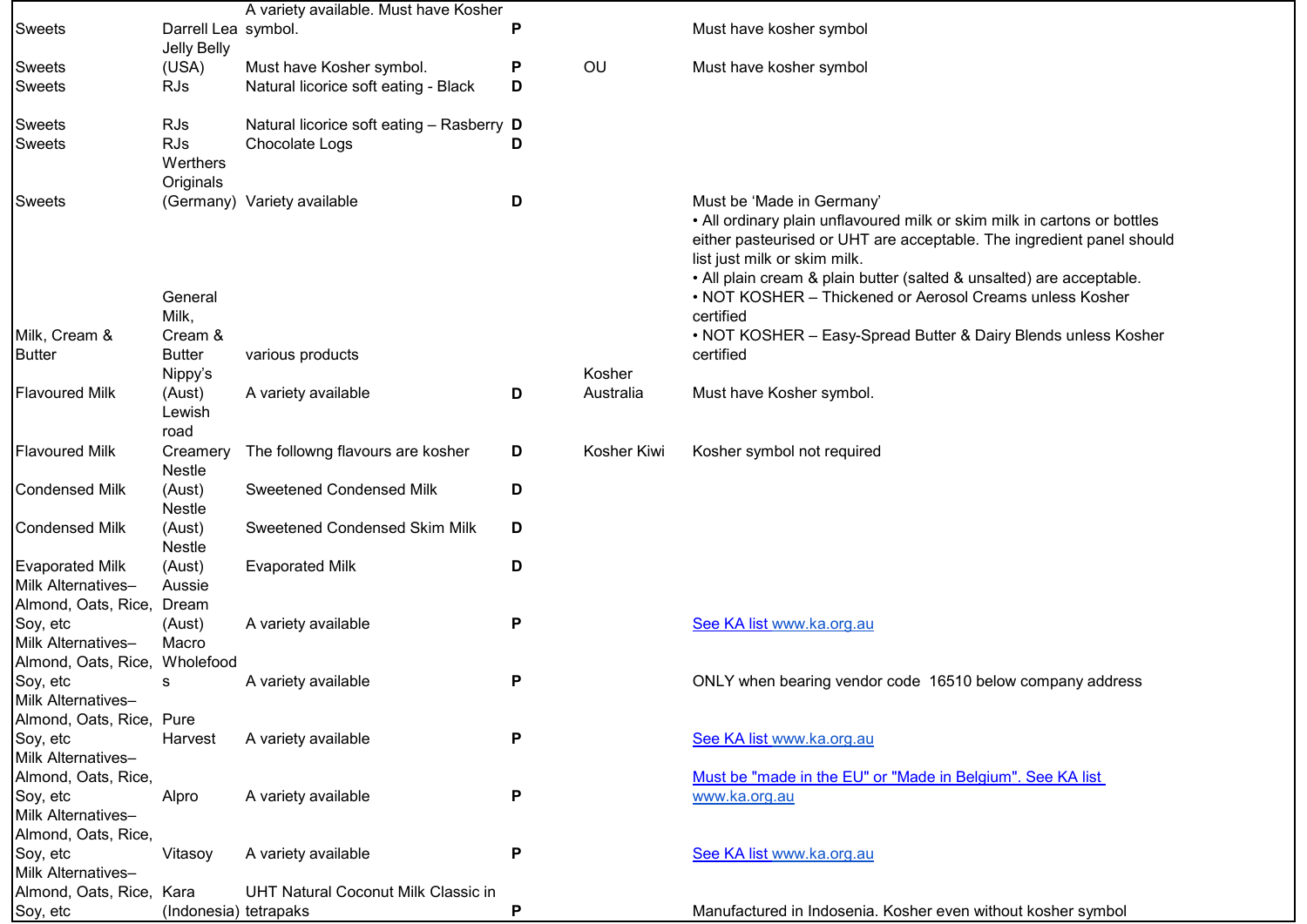| | | | | | |
|---|---|---|---|---|---|
| Sweets | Darrell Lea | A variety available. Must have Kosher symbol. | P | | Must have kosher symbol |
| Sweets | Jelly Belly (USA) | Must have Kosher symbol. | P | OU | Must have kosher symbol |
| Sweets | RJs | Natural licorice soft eating - Black | D | | |
| Sweets | RJs | Natural licorice soft eating – Rasberry | D | | |
| Sweets | RJs | Chocolate Logs | D | | |
| Sweets | Werthers Originals (Germany) | Variety available | D | | Must be 'Made in Germany' |
| Milk, Cream & Butter | General Milk, Cream & Butter | various products | | | • All ordinary plain unflavoured milk or skim milk in cartons or bottles either pasteurised or UHT are acceptable. The ingredient panel should list just milk or skim milk.<br>• All plain cream & plain butter (salted & unsalted) are acceptable.<br>• NOT KOSHER – Thickened or Aerosol Creams unless Kosher certified<br>• NOT KOSHER – Easy-Spread Butter & Dairy Blends unless Kosher certified |
| Flavoured Milk | Nippy's (Aust) | A variety available | D | Kosher Australia | Must have Kosher symbol. |
| Flavoured Milk | Lewish road Creamery | The followng flavours are kosher | D | Kosher Kiwi | Kosher symbol not required |
| Condensed Milk | Nestle (Aust) | Sweetened Condensed Milk | D | | |
| Condensed Milk | Nestle (Aust) | Sweetened Condensed Skim Milk | D | | |
| Evaporated Milk | Nestle (Aust) | Evaporated Milk | D | | |
| Milk Alternatives– Almond, Oats, Rice, Soy, etc | Aussie Dream (Aust) | A variety available | P | | See KA list www.ka.org.au |
| Milk Alternatives– Almond, Oats, Rice, Soy, etc | Macro Wholefoods | A variety available | P | | ONLY when bearing vendor code 16510 below company address |
| Milk Alternatives– Almond, Oats, Rice, Soy, etc | Pure Harvest | A variety available | P | | See KA list www.ka.org.au |
| Milk Alternatives– Almond, Oats, Rice, Soy, etc | Alpro | A variety available | P | | Must be "made in the EU" or "Made in Belgium". See KA list www.ka.org.au |
| Milk Alternatives– Almond, Oats, Rice, Soy, etc | Vitasoy | A variety available | P | | See KA list www.ka.org.au |
| Milk Alternatives– Almond, Oats, Rice, Soy, etc | Kara (Indonesia) | UHT Natural Coconut Milk Classic in tetrapaks | P | | Manufactured in Indosenia. Kosher even without kosher symbol |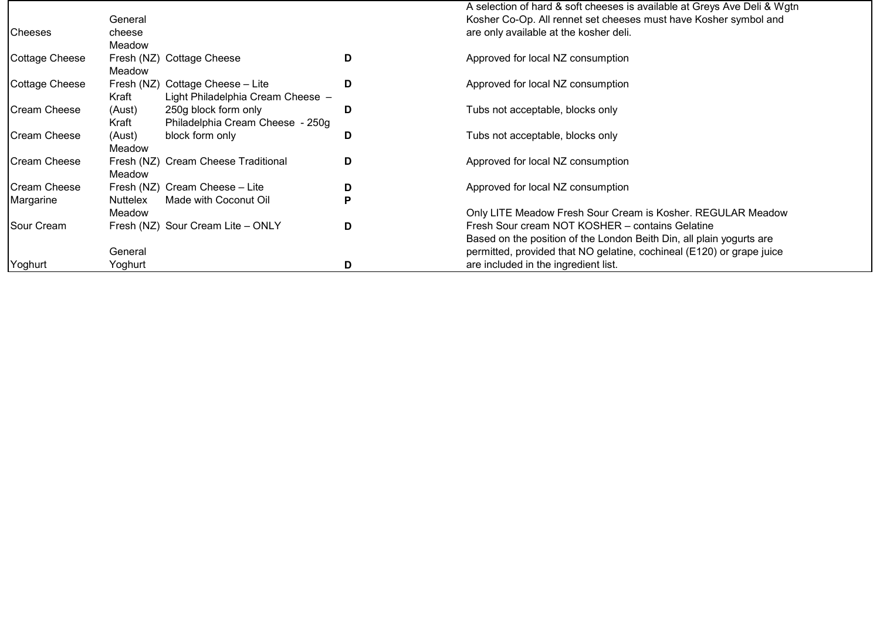| | | | | |
|---|---|---|---|---|
| Cheeses | General cheese | | | A selection of hard & soft cheeses is available at Greys Ave Deli & Wgtn Kosher Co-Op. All rennet set cheeses must have Kosher symbol and are only available at the kosher deli. |
| Cottage Cheese | Meadow Fresh (NZ) | Cottage Cheese | D | Approved for local NZ consumption |
| Cottage Cheese | Meadow Fresh (NZ) | Cottage Cheese – Lite | D | Approved for local NZ consumption |
| Cream Cheese | Kraft (Aust) | Light Philadelphia Cream Cheese – 250g block form only | D | Tubs not acceptable, blocks only |
| Cream Cheese | Kraft (Aust) | Philadelphia Cream Cheese - 250g block form only | D | Tubs not acceptable, blocks only |
| Cream Cheese | Meadow Fresh (NZ) | Cream Cheese Traditional | D | Approved for local NZ consumption |
| Cream Cheese | Meadow Fresh (NZ) | Cream Cheese – Lite | D | Approved for local NZ consumption |
| Margarine | Nuttelex | Made with Coconut Oil | P | |
| Sour Cream | Meadow Fresh (NZ) | Sour Cream Lite – ONLY | D | Only LITE Meadow Fresh Sour Cream is Kosher. REGULAR Meadow Fresh Sour cream NOT KOSHER – contains Gelatine |
| Yoghurt | General Yoghurt | | D | Based on the position of the London Beith Din, all plain yogurts are permitted, provided that NO gelatine, cochineal (E120) or grape juice are included in the ingredient list. |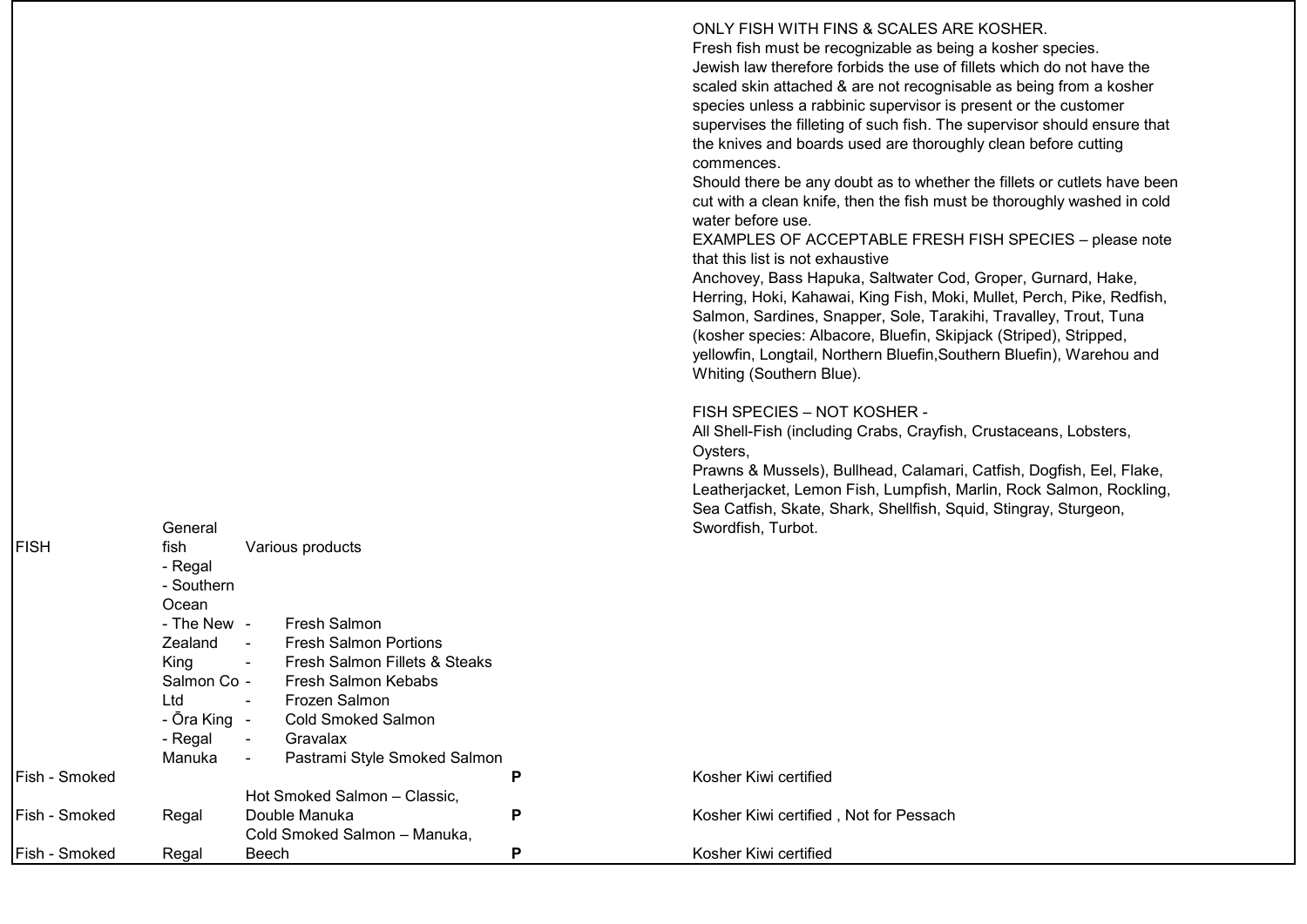| | | | | |
|---|---|---|---|---|
| FISH | General fish<br>- Regal<br>- Southern Ocean<br>- The New Zealand King Salmon Co Ltd<br>- Ōra King<br>- Regal Manuka | Various products<br><br>- Fresh Salmon<br>- Fresh Salmon Portions<br>- Fresh Salmon Fillets & Steaks<br>- Fresh Salmon Kebabs<br>- Frozen Salmon<br>- Cold Smoked Salmon<br>- Gravalax<br>- Pastrami Style Smoked Salmon | | ONLY FISH WITH FINS & SCALES ARE KOSHER.<br>Fresh fish must be recognizable as being a kosher species.<br>Jewish law therefore forbids the use of fillets which do not have the scaled skin attached & are not recognisable as being from a kosher species unless a rabbinic supervisor is present or the customer supervises the filleting of such fish. The supervisor should ensure that the knives and boards used are thoroughly clean before cutting commences.<br>Should there be any doubt as to whether the fillets or cutlets have been cut with a clean knife, then the fish must be thoroughly washed in cold water before use.<br>EXAMPLES OF ACCEPTABLE FRESH FISH SPECIES – please note that this list is not exhaustive<br>Anchovey, Bass Hapuka, Saltwater Cod, Groper, Gurnard, Hake, Herring, Hoki, Kahawai, King Fish, Moki, Mullet, Perch, Pike, Redfish, Salmon, Sardines, Snapper, Sole, Tarakihi, Travalley, Trout, Tuna (kosher species: Albacore, Bluefin, Skipjack (Striped), Stripped, yellowfin, Longtail, Northern Bluefin,Southern Bluefin), Warehou and Whiting (Southern Blue).<br><br>FISH SPECIES – NOT KOSHER -<br>All Shell-Fish (including Crabs, Crayfish, Crustaceans, Lobsters, Oysters,<br>Prawns & Mussels), Bullhead, Calamari, Catfish, Dogfish, Eel, Flake, Leatherjacket, Lemon Fish, Lumpfish, Marlin, Rock Salmon, Rockling, Sea Catfish, Skate, Shark, Shellfish, Squid, Stingray, Sturgeon, Swordfish, Turbot. |
| Fish - Smoked | | | **P** | Kosher Kiwi certified |
| Fish - Smoked | Regal | Hot Smoked Salmon – Classic, Double Manuka | **P** | Kosher Kiwi certified , Not for Pessach |
| Fish - Smoked | Regal | Cold Smoked Salmon – Manuka, Beech | **P** | Kosher Kiwi certified |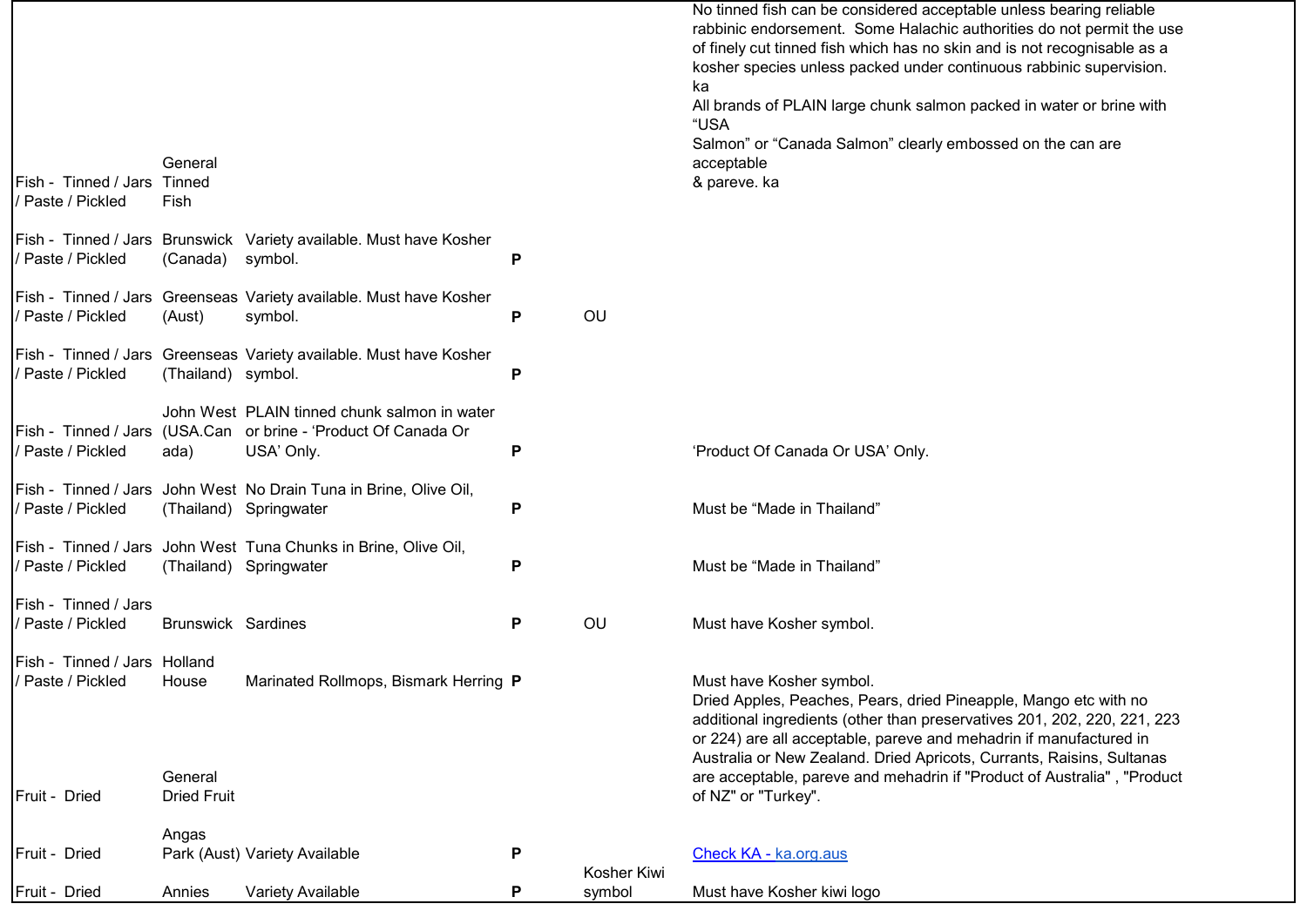| | | | | | |
|---|---|---|---|---|---|
| Fish - Tinned / Jars / Paste / Pickled | General Tinned Fish | | | | No tinned fish can be considered acceptable unless bearing reliable rabbinic endorsement. Some Halachic authorities do not permit the use of finely cut tinned fish which has no skin and is not recognisable as a kosher species unless packed under continuous rabbinic supervision. ka<br>All brands of PLAIN large chunk salmon packed in water or brine with "USA<br>Salmon" or "Canada Salmon" clearly embossed on the can are acceptable<br>& pareve. ka |
| Fish - Tinned / Jars / Paste / Pickled | Brunswick (Canada) | Variety available. Must have Kosher symbol. | **P** | | |
| Fish - Tinned / Jars / Paste / Pickled | Greenseas (Aust) | Variety available. Must have Kosher symbol. | **P** | OU | |
| Fish - Tinned / Jars / Paste / Pickled | Greenseas (Thailand) | Variety available. Must have Kosher symbol. | **P** | | |
| Fish - Tinned / Jars / Paste / Pickled | John West (USA.Canada) | PLAIN tinned chunk salmon in water or brine - 'Product Of Canada Or USA' Only. | **P** | | 'Product Of Canada Or USA' Only. |
| Fish - Tinned / Jars / Paste / Pickled | John West (Thailand) | No Drain Tuna in Brine, Olive Oil, Springwater | **P** | | Must be "Made in Thailand" |
| Fish - Tinned / Jars / Paste / Pickled | John West (Thailand) | Tuna Chunks in Brine, Olive Oil, Springwater | **P** | | Must be "Made in Thailand" |
| Fish - Tinned / Jars / Paste / Pickled | Brunswick | Sardines | **P** | OU | Must have Kosher symbol. |
| Fish - Tinned / Jars / Paste / Pickled | Holland House | Marinated Rollmops, Bismark Herring | **P** | | Must have Kosher symbol. |
| Fruit - Dried | General Dried Fruit | | | | Dried Apples, Peaches, Pears, dried Pineapple, Mango etc with no additional ingredients (other than preservatives 201, 202, 220, 221, 223 or 224) are all acceptable, pareve and mehadrin if manufactured in Australia or New Zealand. Dried Apricots, Currants, Raisins, Sultanas are acceptable, pareve and mehadrin if "Product of Australia" , "Product of NZ" or "Turkey". |
| Fruit - Dried | Angas Park (Aust) | Variety Available | **P** | | Check KA - ka.org.aus |
| Fruit - Dried | Annies | Variety Available | **P** | Kosher Kiwi symbol | Must have Kosher kiwi logo |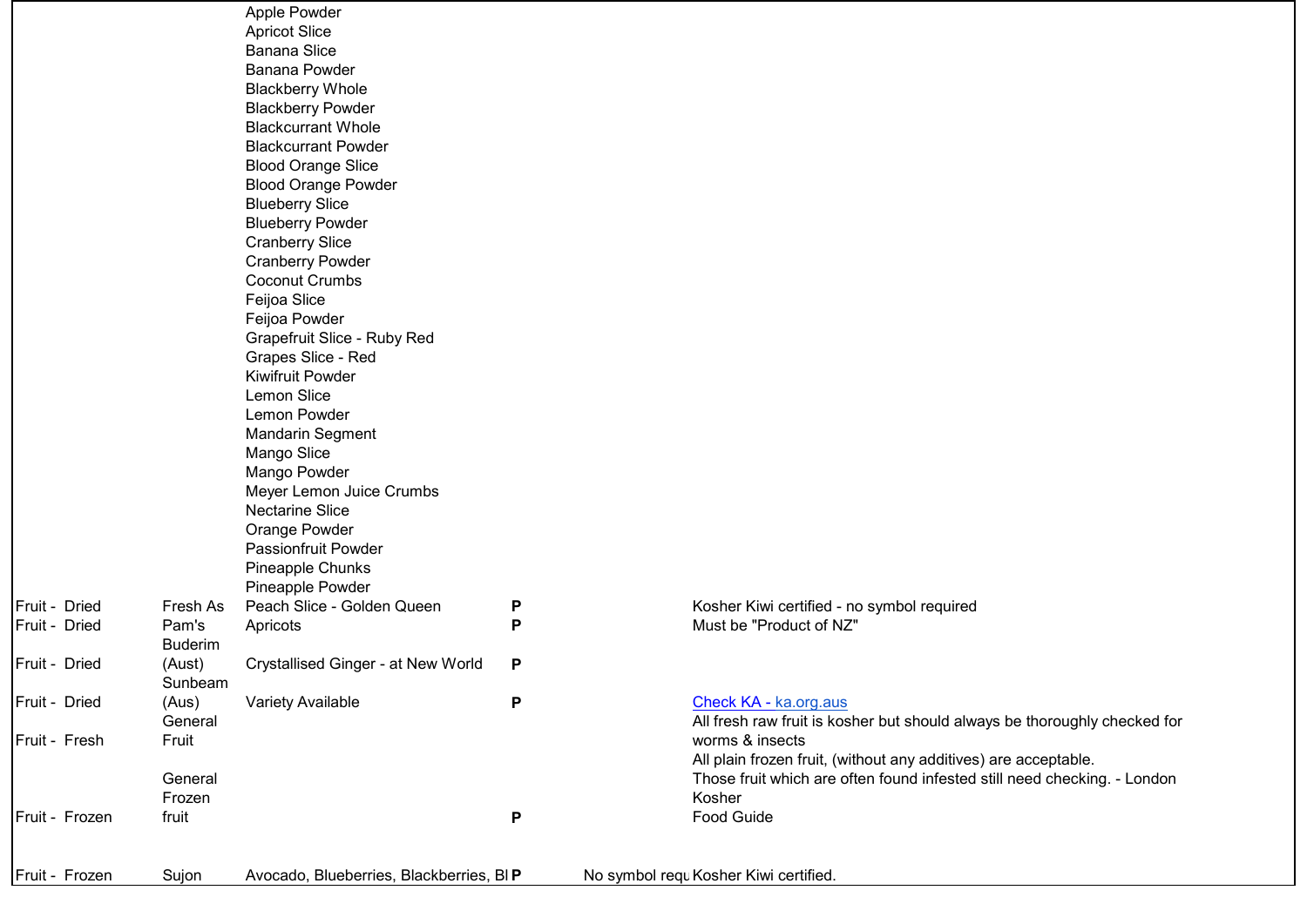| | | | | | |
|---|---|---|---|---|---|
| | | Apple Powder | | | |
| | | Apricot Slice | | | |
| | | Banana Slice | | | |
| | | Banana Powder | | | |
| | | Blackberry Whole | | | |
| | | Blackberry Powder | | | |
| | | Blackcurrant Whole | | | |
| | | Blackcurrant Powder | | | |
| | | Blood Orange Slice | | | |
| | | Blood Orange Powder | | | |
| | | Blueberry Slice | | | |
| | | Blueberry Powder | | | |
| | | Cranberry Slice | | | |
| | | Cranberry Powder | | | |
| | | Coconut Crumbs | | | |
| | | Feijoa Slice | | | |
| | | Feijoa Powder | | | |
| | | Grapefruit Slice - Ruby Red | | | |
| | | Grapes Slice - Red | | | |
| | | Kiwifruit Powder | | | |
| | | Lemon Slice | | | |
| | | Lemon Powder | | | |
| | | Mandarin Segment | | | |
| | | Mango Slice | | | |
| | | Mango Powder | | | |
| | | Meyer Lemon Juice Crumbs | | | |
| | | Nectarine Slice | | | |
| | | Orange Powder | | | |
| | | Passionfruit Powder | | | |
| | | Pineapple Chunks | | | |
| | | Pineapple Powder | | | |
| Fruit - Dried | Fresh As | Peach Slice - Golden Queen | **P** | | Kosher Kiwi certified - no symbol required |
| Fruit - Dried | Pam's | Apricots | **P** | | Must be "Product of NZ" |
| Fruit - Dried | Buderim (Aust) | Crystallised Ginger - at New World | **P** | | |
| Fruit - Dried | Sunbeam (Aus) | Variety Available | **P** | | Check KA - ka.org.aus |
| Fruit - Fresh | General Fruit | | | | All fresh raw fruit is kosher but should always be thoroughly checked for worms & insects |
| Fruit - Frozen | General Frozen fruit | | **P** | | All plain frozen fruit, (without any additives) are acceptable. Those fruit which are often found infested still need checking. - London Kosher Food Guide |
| Fruit - Frozen | Sujon | Avocado, Blueberries, Blackberries, Bl | **P** | No symbol requ | Kosher Kiwi certified. |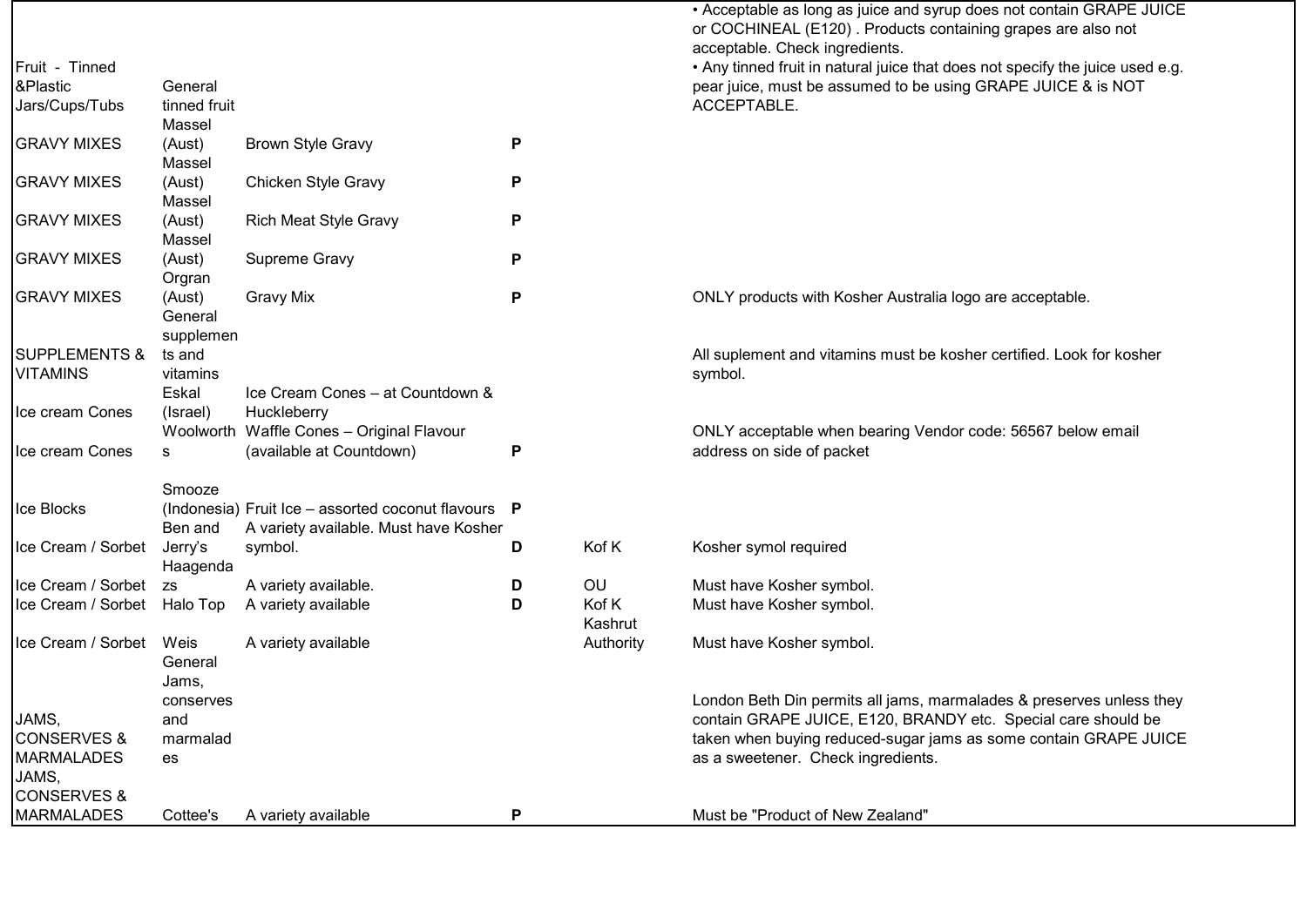| | | | | | |
|---|---|---|---|---|---|
| Fruit - Tinned &Plastic Jars/Cups/Tubs | General tinned fruit | | | | • Acceptable as long as juice and syrup does not contain GRAPE JUICE or COCHINEAL (E120) . Products containing grapes are also not acceptable. Check ingredients.<br>• Any tinned fruit in natural juice that does not specify the juice used e.g. pear juice, must be assumed to be using GRAPE JUICE & is NOT ACCEPTABLE. |
| GRAVY MIXES | Massel (Aust) | Brown Style Gravy | **P** | | |
| GRAVY MIXES | Massel (Aust) | Chicken Style Gravy | **P** | | |
| GRAVY MIXES | Massel (Aust) | Rich Meat Style Gravy | **P** | | |
| GRAVY MIXES | Massel (Aust) | Supreme Gravy | **P** | | |
| GRAVY MIXES | Orgran (Aust) | Gravy Mix | **P** | | ONLY products with Kosher Australia logo are acceptable. |
| SUPPLEMENTS & VITAMINS | General supplements and vitamins | | | | All suplement and vitamins must be kosher certified. Look for kosher symbol. |
| Ice cream Cones | Eskal (Israel) | Ice Cream Cones – at Countdown & Huckleberry | | | |
| Ice cream Cones | Woolworths | Waffle Cones – Original Flavour (available at Countdown) | **P** | | ONLY acceptable when bearing Vendor code: 56567 below email address on side of packet |
| Ice Blocks | Smooze (Indonesia) | Fruit Ice – assorted coconut flavours | **P** | | |
| Ice Cream / Sorbet | Ben and Jerry's | A variety available. Must have Kosher symbol. | **D** | Kof K | Kosher symol required |
| Ice Cream / Sorbet | Haagendazs | A variety available. | **D** | OU | Must have Kosher symbol. |
| Ice Cream / Sorbet | Halo Top | A variety available | **D** | Kof K | Must have Kosher symbol. |
| Ice Cream / Sorbet | Weis | A variety available | | Kashrut Authority | Must have Kosher symbol. |
| JAMS, CONSERVES & MARMALADES | General Jams, conserves and marmalades | | | | London Beth Din permits all jams, marmalades & preserves unless they contain GRAPE JUICE, E120, BRANDY etc. Special care should be taken when buying reduced-sugar jams as some contain GRAPE JUICE as a sweetener. Check ingredients. |
| JAMS, CONSERVES & MARMALADES | Cottee's | A variety available | **P** | | Must be "Product of New Zealand" |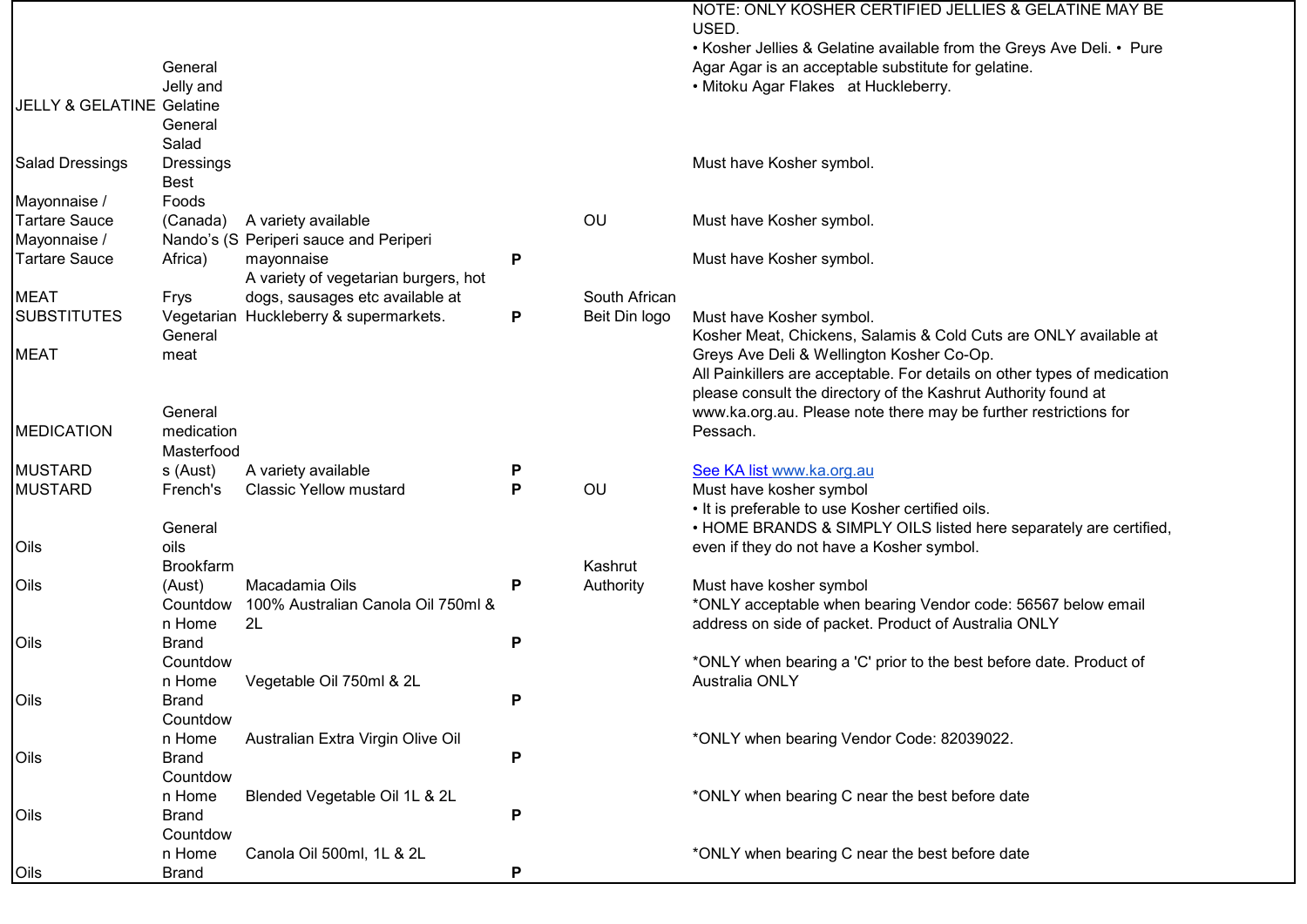| | | | | | |
|---|---|---|---|---|---|
| JELLY & GELATINE | General Jelly and Gelatine | | | | NOTE: ONLY KOSHER CERTIFIED JELLIES & GELATINE MAY BE USED. • Kosher Jellies & Gelatine available from the Greys Ave Deli. • Pure Agar Agar is an acceptable substitute for gelatine. • Mitoku Agar Flakes at Huckleberry. |
| Salad Dressings | General Salad Dressings | | | | Must have Kosher symbol. |
| Mayonnaise / Tartare Sauce | Best Foods (Canada) | A variety available | | OU | Must have Kosher symbol. |
| Mayonnaise / Tartare Sauce | Nando's (S Africa) | Periperi sauce and Periperi mayonnaise | **P** | | Must have Kosher symbol. |
| MEAT SUBSTITUTES | Frys Vegetarian | A variety of vegetarian burgers, hot dogs, sausages etc available at Huckleberry & supermarkets. | **P** | South African Beit Din logo | Must have Kosher symbol. |
| MEAT | General meat | | | | Kosher Meat, Chickens, Salamis & Cold Cuts are ONLY available at Greys Ave Deli & Wellington Kosher Co-Op. |
| MEDICATION | General medication | | | | All Painkillers are acceptable. For details on other types of medication please consult the directory of the Kashrut Authority found at www.ka.org.au. Please note there may be further restrictions for Pessach. |
| MUSTARD | Masterfoods (Aust) | A variety available | **P** | | See KA list www.ka.org.au |
| MUSTARD | French's | Classic Yellow mustard | **P** | OU | Must have kosher symbol |
| Oils | General oils | | | | • It is preferable to use Kosher certified oils. • HOME BRANDS & SIMPLY OILS listed here separately are certified, even if they do not have a Kosher symbol. |
| Oils | Brookfarm (Aust) | Macadamia Oils | **P** | Kashrut Authority | Must have kosher symbol |
| Oils | Countdown Home Brand | 100% Australian Canola Oil 750ml & 2L | **P** | | *ONLY acceptable when bearing Vendor code: 56567 below email address on side of packet. Product of Australia ONLY |
| Oils | Countdown Home Brand | Vegetable Oil 750ml & 2L | **P** | | *ONLY when bearing a 'C' prior to the best before date. Product of Australia ONLY |
| Oils | Countdown Home Brand | Australian Extra Virgin Olive Oil | **P** | | *ONLY when bearing Vendor Code: 82039022. |
| Oils | Countdown Home Brand | Blended Vegetable Oil 1L & 2L | **P** | | *ONLY when bearing C near the best before date |
| Oils | Countdown Home Brand | Canola Oil 500ml, 1L & 2L | **P** | | *ONLY when bearing C near the best before date |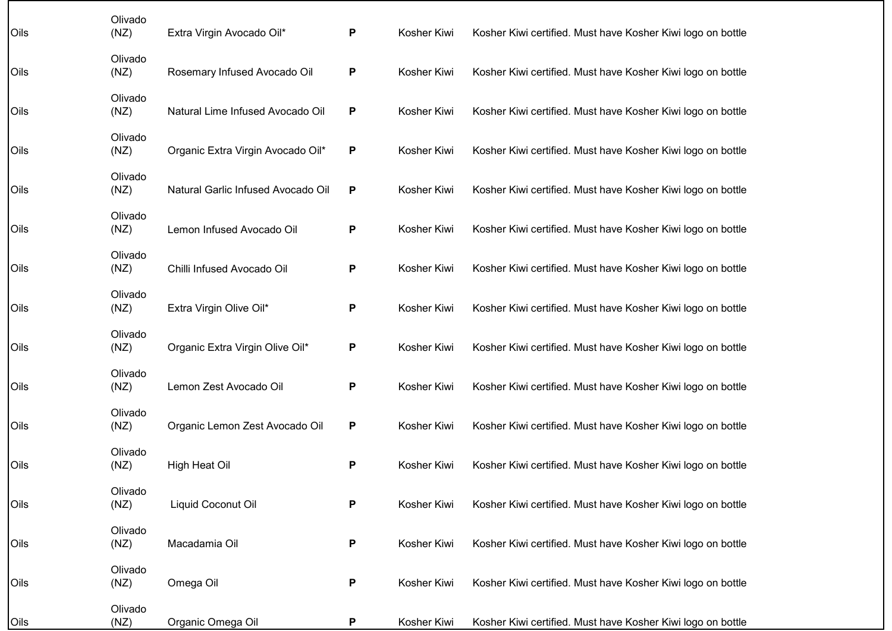| | | | | | |
|---|---|---|---|---|---|
| Oils | Olivado (NZ) | Extra Virgin Avocado Oil* | **P** | Kosher Kiwi | Kosher Kiwi certified. Must have Kosher Kiwi logo on bottle |
| Oils | Olivado (NZ) | Rosemary Infused Avocado Oil | **P** | Kosher Kiwi | Kosher Kiwi certified. Must have Kosher Kiwi logo on bottle |
| Oils | Olivado (NZ) | Natural Lime Infused Avocado Oil | **P** | Kosher Kiwi | Kosher Kiwi certified. Must have Kosher Kiwi logo on bottle |
| Oils | Olivado (NZ) | Organic Extra Virgin Avocado Oil* | **P** | Kosher Kiwi | Kosher Kiwi certified. Must have Kosher Kiwi logo on bottle |
| Oils | Olivado (NZ) | Natural Garlic Infused Avocado Oil | **P** | Kosher Kiwi | Kosher Kiwi certified. Must have Kosher Kiwi logo on bottle |
| Oils | Olivado (NZ) | Lemon Infused Avocado Oil | **P** | Kosher Kiwi | Kosher Kiwi certified. Must have Kosher Kiwi logo on bottle |
| Oils | Olivado (NZ) | Chilli Infused Avocado Oil | **P** | Kosher Kiwi | Kosher Kiwi certified. Must have Kosher Kiwi logo on bottle |
| Oils | Olivado (NZ) | Extra Virgin Olive Oil* | **P** | Kosher Kiwi | Kosher Kiwi certified. Must have Kosher Kiwi logo on bottle |
| Oils | Olivado (NZ) | Organic Extra Virgin Olive Oil* | **P** | Kosher Kiwi | Kosher Kiwi certified. Must have Kosher Kiwi logo on bottle |
| Oils | Olivado (NZ) | Lemon Zest Avocado Oil | **P** | Kosher Kiwi | Kosher Kiwi certified. Must have Kosher Kiwi logo on bottle |
| Oils | Olivado (NZ) | Organic Lemon Zest Avocado Oil | **P** | Kosher Kiwi | Kosher Kiwi certified. Must have Kosher Kiwi logo on bottle |
| Oils | Olivado (NZ) | High Heat Oil | **P** | Kosher Kiwi | Kosher Kiwi certified. Must have Kosher Kiwi logo on bottle |
| Oils | Olivado (NZ) | Liquid Coconut Oil | **P** | Kosher Kiwi | Kosher Kiwi certified. Must have Kosher Kiwi logo on bottle |
| Oils | Olivado (NZ) | Macadamia Oil | **P** | Kosher Kiwi | Kosher Kiwi certified. Must have Kosher Kiwi logo on bottle |
| Oils | Olivado (NZ) | Omega Oil | **P** | Kosher Kiwi | Kosher Kiwi certified. Must have Kosher Kiwi logo on bottle |
| Oils | Olivado (NZ) | Organic Omega Oil | **P** | Kosher Kiwi | Kosher Kiwi certified. Must have Kosher Kiwi logo on bottle |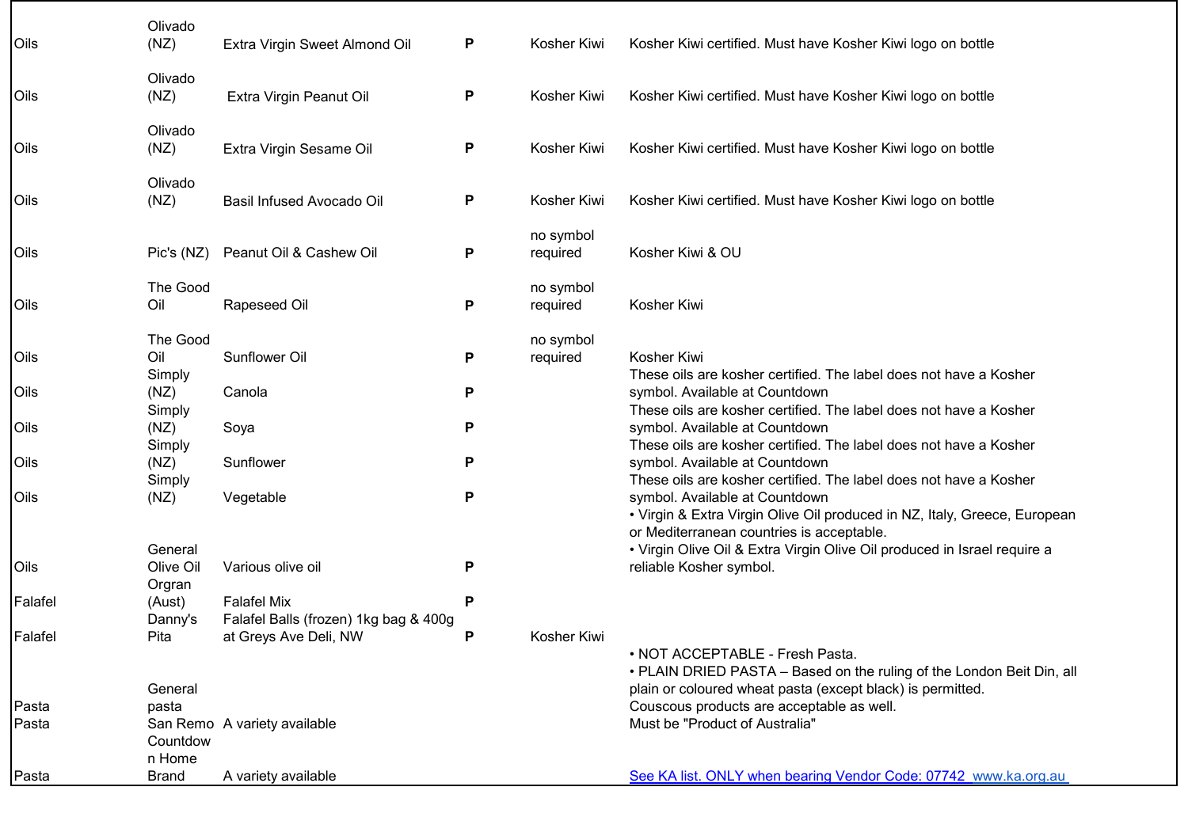| | | | | | |
|---|---|---|---|---|---|
| Oils | Olivado (NZ) | Extra Virgin Sweet Almond Oil | **P** | Kosher Kiwi | Kosher Kiwi certified. Must have Kosher Kiwi logo on bottle |
| Oils | Olivado (NZ) | Extra Virgin Peanut Oil | **P** | Kosher Kiwi | Kosher Kiwi certified. Must have Kosher Kiwi logo on bottle |
| Oils | Olivado (NZ) | Extra Virgin Sesame Oil | **P** | Kosher Kiwi | Kosher Kiwi certified. Must have Kosher Kiwi logo on bottle |
| Oils | Olivado (NZ) | Basil Infused Avocado Oil | **P** | Kosher Kiwi | Kosher Kiwi certified. Must have Kosher Kiwi logo on bottle |
| Oils | Pic's (NZ) | Peanut Oil & Cashew Oil | **P** | no symbol required | Kosher Kiwi & OU |
| Oils | The Good Oil | Rapeseed Oil | **P** | no symbol required | Kosher Kiwi |
| Oils | The Good Oil | Sunflower Oil | **P** | no symbol required | Kosher Kiwi |
| Oils | Simply (NZ) | Canola | **P** | | These oils are kosher certified. The label does not have a Kosher symbol. Available at Countdown |
| Oils | Simply (NZ) | Soya | **P** | | These oils are kosher certified. The label does not have a Kosher symbol. Available at Countdown |
| Oils | Simply (NZ) | Sunflower | **P** | | These oils are kosher certified. The label does not have a Kosher symbol. Available at Countdown |
| Oils | Simply (NZ) | Vegetable | **P** | | These oils are kosher certified. The label does not have a Kosher symbol. Available at Countdown |
| Oils | General Olive Oil | Various olive oil | **P** | | • Virgin & Extra Virgin Olive Oil produced in NZ, Italy, Greece, European or Mediterranean countries is acceptable.<br>• Virgin Olive Oil & Extra Virgin Olive Oil produced in Israel require a reliable Kosher symbol. |
| Falafel | Orgran (Aust) | Falafel Mix | **P** | | |
| Falafel | Danny's Pita | Falafel Balls (frozen) 1kg bag & 400g at Greys Ave Deli, NW | **P** | Kosher Kiwi | |
| Pasta | General pasta | | | | • NOT ACCEPTABLE - Fresh Pasta.<br>• PLAIN DRIED PASTA – Based on the ruling of the London Beit Din, all plain or coloured wheat pasta (except black) is permitted. Couscous products are acceptable as well. |
| Pasta | San Remo | A variety available | | | Must be "Product of Australia" |
| Pasta | Countdown Home Brand | A variety available | | | See KA list. ONLY when bearing Vendor Code: 07742 www.ka.org.au |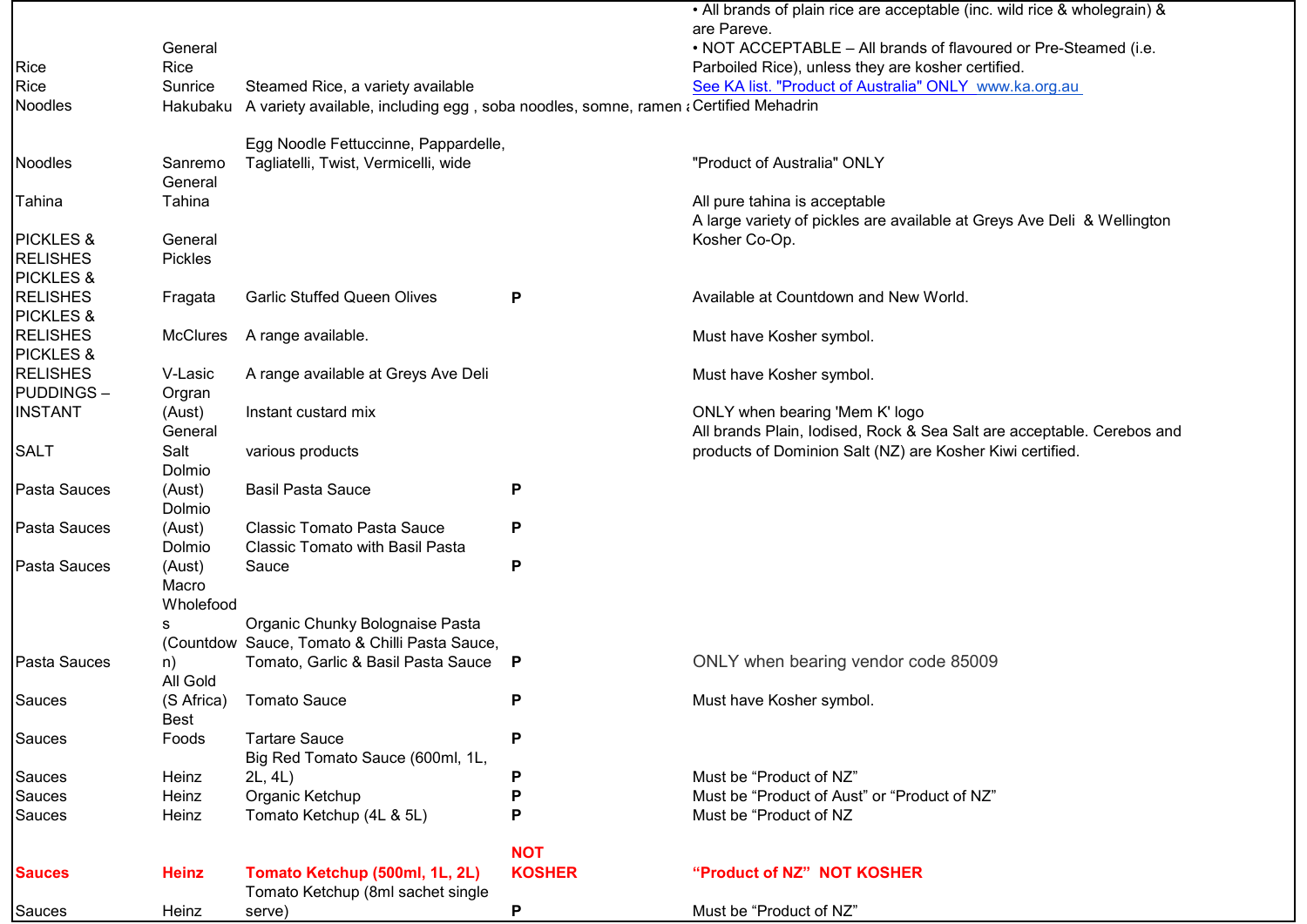| | | | | |
|---|---|---|---|---|
| Rice | General Rice | | | • All brands of plain rice are acceptable (inc. wild rice & wholegrain) & are Pareve. • NOT ACCEPTABLE – All brands of flavoured or Pre-Steamed (i.e. Parboiled Rice), unless they are kosher certified. |
| Rice | Sunrice | Steamed Rice, a variety available | | See KA list. "Product of Australia" ONLY www.ka.org.au |
| Noodles | Hakubaku | A variety available, including egg , soba noodles, somne, ramen a | | Certified Mehadrin |
| Noodles | Sanremo | Egg Noodle Fettuccinne, Pappardelle, Tagliatelli, Twist, Vermicelli, wide | | "Product of Australia" ONLY |
| Tahina | General Tahina | | | All pure tahina is acceptable |
| PICKLES & RELISHES | General Pickles | | | A large variety of pickles are available at Greys Ave Deli & Wellington Kosher Co-Op. |
| PICKLES & RELISHES | Fragata | Garlic Stuffed Queen Olives | P | Available at Countdown and New World. |
| PICKLES & RELISHES | McClures | A range available. | | Must have Kosher symbol. |
| PICKLES & RELISHES | V-Lasic | A range available at Greys Ave Deli | | Must have Kosher symbol. |
| PUDDINGS – INSTANT | Orgran (Aust) | Instant custard mix | | ONLY when bearing 'Mem K' logo |
| SALT | General Salt | various products | | All brands Plain, Iodised, Rock & Sea Salt are acceptable. Cerebos and products of Dominion Salt (NZ) are Kosher Kiwi certified. |
| Pasta Sauces | Dolmio (Aust) | Basil Pasta Sauce | P | |
| Pasta Sauces | Dolmio (Aust) | Classic Tomato Pasta Sauce | P | |
| Pasta Sauces | Dolmio (Aust) | Classic Tomato with Basil Pasta Sauce | P | |
| Pasta Sauces | Macro Wholefoods (Countdown) | Organic Chunky Bolognaise Pasta Sauce, Tomato & Chilli Pasta Sauce, Tomato, Garlic & Basil Pasta Sauce | P | ONLY when bearing vendor code 85009 |
| Sauces | All Gold (S Africa) | Tomato Sauce | P | Must have Kosher symbol. |
| Sauces | Best Foods | Tartare Sauce | P | |
| Sauces | Heinz | Big Red Tomato Sauce (600ml, 1L, 2L, 4L) | P | Must be "Product of NZ" |
| Sauces | Heinz | Organic Ketchup | P | Must be "Product of Aust" or "Product of NZ" |
| Sauces | Heinz | Tomato Ketchup (4L & 5L) | P | Must be "Product of NZ |
| **Sauces** | **Heinz** | **Tomato Ketchup (500ml, 1L, 2L)** | **NOT KOSHER** | **"Product of NZ" NOT KOSHER** |
| Sauces | Heinz | Tomato Ketchup (8ml sachet single serve) | P | Must be "Product of NZ" |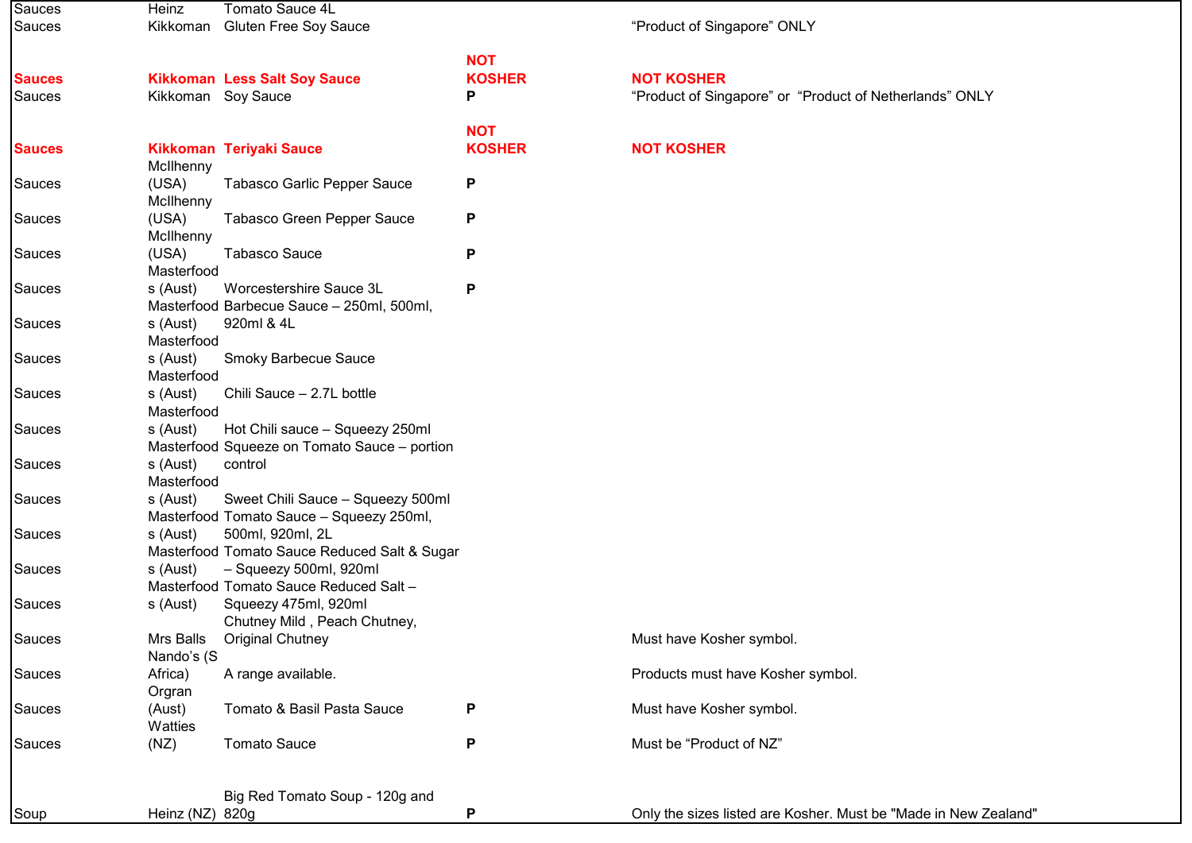| | | | | |
|---|---|---|---|---|
| Sauces | Heinz | Tomato Sauce 4L | | |
| Sauces | Kikkoman | Gluten Free Soy Sauce | | “Product of Singapore” ONLY |
| **Sauces** | **Kikkoman** | **Less Salt Soy Sauce** | **NOT KOSHER** | **NOT KOSHER** |
| Sauces | Kikkoman | Soy Sauce | **P** | “Product of Singapore” or “Product of Netherlands” ONLY |
| **Sauces** | **Kikkoman** | **Teriyaki Sauce** | **NOT KOSHER** | **NOT KOSHER** |
| Sauces | McIlhenny (USA) | Tabasco Garlic Pepper Sauce | **P** | |
| Sauces | McIlhenny (USA) | Tabasco Green Pepper Sauce | **P** | |
| Sauces | McIlhenny (USA) | Tabasco Sauce | **P** | |
| Sauces | Masterfoods (Aust) | Worcestershire Sauce 3L | **P** | |
| Sauces | Masterfoods (Aust) | Barbecue Sauce – 250ml, 500ml, 920ml & 4L | | |
| Sauces | Masterfoods (Aust) | Smoky Barbecue Sauce | | |
| Sauces | Masterfoods (Aust) | Chili Sauce – 2.7L bottle | | |
| Sauces | Masterfoods (Aust) | Hot Chili sauce – Squeezy 250ml | | |
| Sauces | Masterfoods (Aust) | Squeeze on Tomato Sauce – portion control | | |
| Sauces | Masterfoods (Aust) | Sweet Chili Sauce – Squeezy 500ml | | |
| Sauces | Masterfoods (Aust) | Tomato Sauce – Squeezy 250ml, 500ml, 920ml, 2L | | |
| Sauces | Masterfoods (Aust) | Tomato Sauce Reduced Salt & Sugar – Squeezy 500ml, 920ml | | |
| Sauces | Masterfoods (Aust) | Tomato Sauce Reduced Salt – Squeezy 475ml, 920ml | | |
| Sauces | Mrs Balls | Chutney Mild , Peach Chutney, Original Chutney | | Must have Kosher symbol. |
| Sauces | Nando’s (S Africa) | A range available. | | Products must have Kosher symbol. |
| Sauces | Orgran (Aust) | Tomato & Basil Pasta Sauce | **P** | Must have Kosher symbol. |
| Sauces | Watties (NZ) | Tomato Sauce | **P** | Must be “Product of NZ” |
| Soup | Heinz (NZ) | Big Red Tomato Soup - 120g and 820g | **P** | Only the sizes listed are Kosher. Must be "Made in New Zealand" |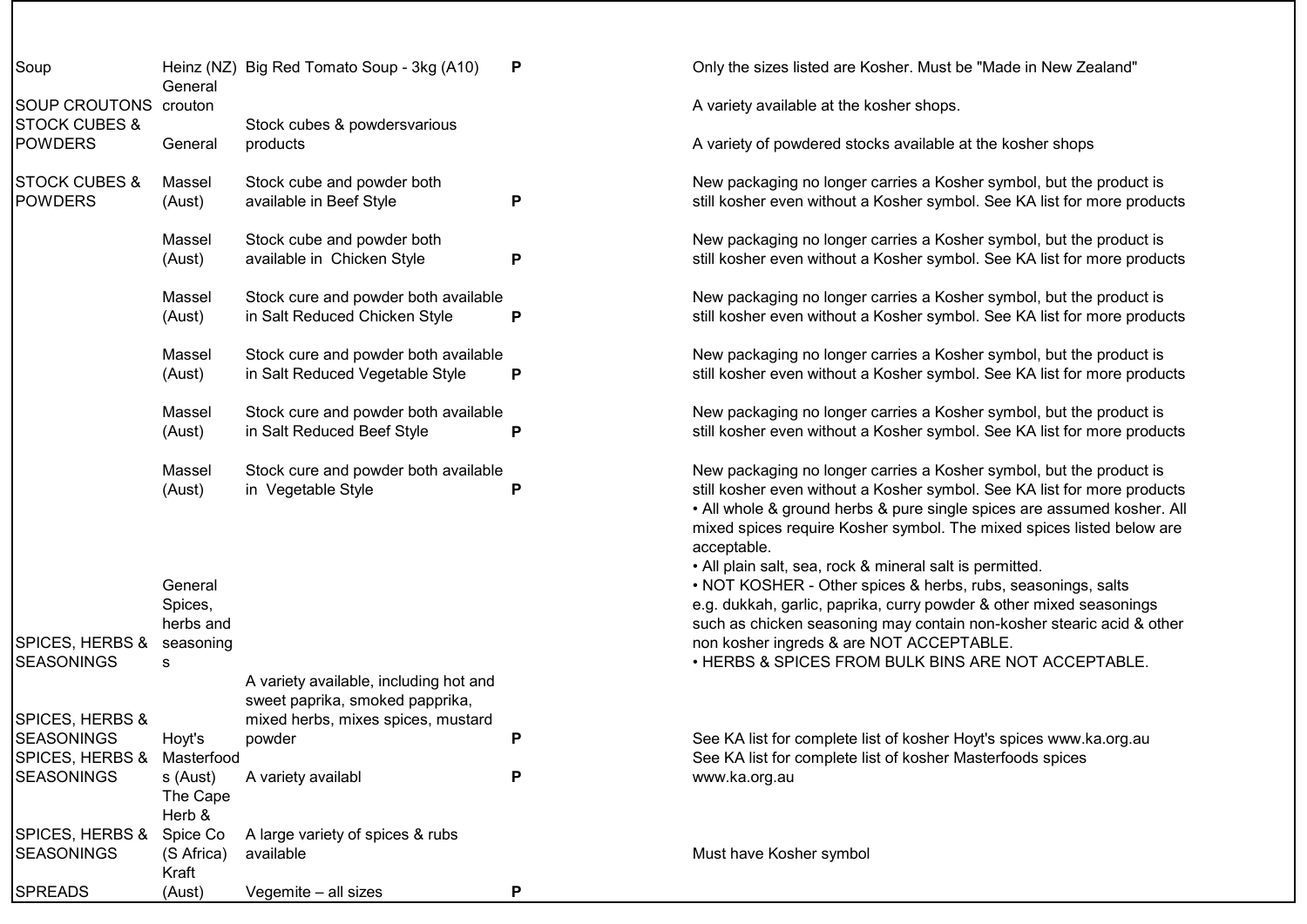| | | | | |
|---|---|---|---|---|
| Soup | Heinz (NZ) | Big Red Tomato Soup - 3kg (A10) | P | Only the sizes listed are Kosher. Must be "Made in New Zealand" |
| SOUP CROUTONS | General crouton | | | A variety available at the kosher shops. |
| STOCK CUBES & POWDERS | General | Stock cubes & powdersvarious products | | A variety of powdered stocks available at the kosher shops |
| STOCK CUBES & POWDERS | Massel (Aust) | Stock cube and powder both available in Beef Style | P | New packaging no longer carries a Kosher symbol, but the product is still kosher even without a Kosher symbol. See KA list for more products |
| | Massel (Aust) | Stock cube and powder both available in Chicken Style | P | New packaging no longer carries a Kosher symbol, but the product is still kosher even without a Kosher symbol. See KA list for more products |
| | Massel (Aust) | Stock cure and powder both available in Salt Reduced Chicken Style | P | New packaging no longer carries a Kosher symbol, but the product is still kosher even without a Kosher symbol. See KA list for more products |
| | Massel (Aust) | Stock cure and powder both available in Salt Reduced Vegetable Style | P | New packaging no longer carries a Kosher symbol, but the product is still kosher even without a Kosher symbol. See KA list for more products |
| | Massel (Aust) | Stock cure and powder both available in Salt Reduced Beef Style | P | New packaging no longer carries a Kosher symbol, but the product is still kosher even without a Kosher symbol. See KA list for more products |
| | Massel (Aust) | Stock cure and powder both available in Vegetable Style | P | New packaging no longer carries a Kosher symbol, but the product is still kosher even without a Kosher symbol. See KA list for more products |
| SPICES, HERBS & SEASONINGS | General Spices, herbs and seasonings | | | • All whole & ground herbs & pure single spices are assumed kosher. All mixed spices require Kosher symbol. The mixed spices listed below are acceptable. • All plain salt, sea, rock & mineral salt is permitted. • NOT KOSHER - Other spices & herbs, rubs, seasonings, salts e.g. dukkah, garlic, paprika, curry powder & other mixed seasonings such as chicken seasoning may contain non-kosher stearic acid & other non kosher ingreds & are NOT ACCEPTABLE. • HERBS & SPICES FROM BULK BINS ARE NOT ACCEPTABLE. |
| SPICES, HERBS & SEASONINGS | Hoyt's | A variety available, including hot and sweet paprika, smoked papprika, mixed herbs, mixes spices, mustard powder | P | See KA list for complete list of kosher Hoyt's spices www.ka.org.au |
| SPICES, HERBS & SEASONINGS | Masterfoods (Aust) | A variety availabl | P | See KA list for complete list of kosher Masterfoods spices www.ka.org.au |
| SPICES, HERBS & SEASONINGS | The Cape Herb & Spice Co (S Africa) | A large variety of spices & rubs available | | Must have Kosher symbol |
| SPREADS | Kraft (Aust) | Vegemite – all sizes | P | |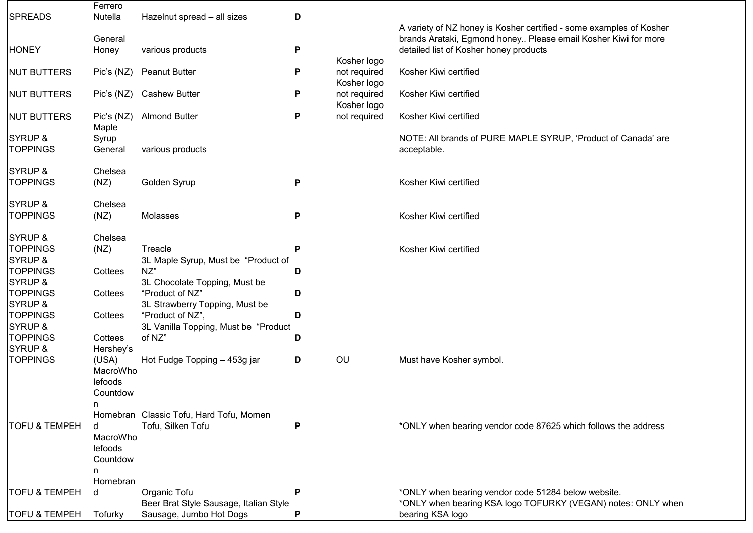| | | | | | |
|---|---|---|---|---|---|
| SPREADS | Ferrero Nutella | Hazelnut spread – all sizes | **D** | | |
| HONEY | General Honey | various products | **P** | | A variety of NZ honey is Kosher certified - some examples of Kosher brands Arataki, Egmond honey.. Please email Kosher Kiwi for more detailed list of Kosher honey products |
| NUT BUTTERS | Pic's (NZ) | Peanut Butter | **P** | Kosher logo not required | Kosher Kiwi certified |
| NUT BUTTERS | Pic's (NZ) | Cashew Butter | **P** | Kosher logo not required | Kosher Kiwi certified |
| NUT BUTTERS | Pic's (NZ) | Almond Butter | **P** | Kosher logo not required | Kosher Kiwi certified |
| SYRUP & TOPPINGS | Maple Syrup General | various products | | | NOTE: All brands of PURE MAPLE SYRUP, 'Product of Canada' are acceptable. |
| SYRUP & TOPPINGS | Chelsea (NZ) | Golden Syrup | **P** | | Kosher Kiwi certified |
| SYRUP & TOPPINGS | Chelsea (NZ) | Molasses | **P** | | Kosher Kiwi certified |
| SYRUP & TOPPINGS | Chelsea (NZ) | Treacle | **P** | | Kosher Kiwi certified |
| SYRUP & TOPPINGS | Cottees | 3L Maple Syrup, Must be "Product of NZ" | **D** | | |
| SYRUP & TOPPINGS | Cottees | 3L Chocolate Topping, Must be "Product of NZ" | **D** | | |
| SYRUP & TOPPINGS | Cottees | 3L Strawberry Topping, Must be "Product of NZ", | **D** | | |
| SYRUP & TOPPINGS | Cottees | 3L Vanilla Topping, Must be "Product of NZ" | **D** | | |
| SYRUP & TOPPINGS | Hershey's (USA) | Hot Fudge Topping – 453g jar | **D** | OU | Must have Kosher symbol. |
| TOFU & TEMPEH | MacroWholefoods Countdown Homebrand | Classic Tofu, Hard Tofu, Momen Tofu, Silken Tofu | **P** | | *ONLY when bearing vendor code 87625 which follows the address |
| TOFU & TEMPEH | MacroWholefoods Countdown Homebrand | Organic Tofu | **P** | | *ONLY when bearing vendor code 51284 below website. |
| TOFU & TEMPEH | Tofurky | Beer Brat Style Sausage, Italian Style Sausage, Jumbo Hot Dogs | **P** | | *ONLY when bearing KSA logo TOFURKY (VEGAN) notes: ONLY when bearing KSA logo |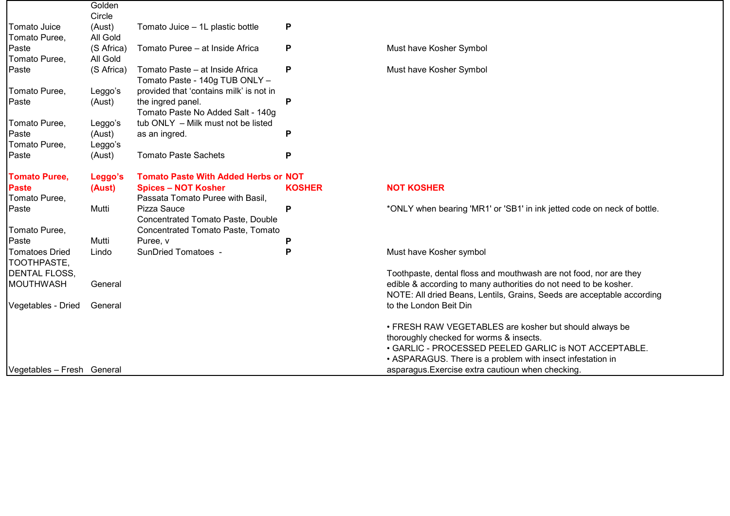| | | | | |
|---|---|---|---|---|
| Tomato Juice | Golden Circle (Aust) | Tomato Juice – 1L plastic bottle | P | |
| Tomato Puree, Paste | All Gold (S Africa) | Tomato Puree – at Inside Africa | P | Must have Kosher Symbol |
| Tomato Puree, Paste | All Gold (S Africa) | Tomato Paste – at Inside Africa | P | Must have Kosher Symbol |
| Tomato Puree, Paste | Leggo's (Aust) | Tomato Paste - 140g TUB ONLY – provided that 'contains milk' is not in the ingred panel. | P | |
| Tomato Puree, Paste | Leggo's (Aust) | Tomato Paste No Added Salt - 140g tub ONLY – Milk must not be listed as an ingred. | P | |
| Tomato Puree, Paste | Leggo's (Aust) | Tomato Paste Sachets | P | |
| **Tomato Puree, Paste** | **Leggo's (Aust)** | **Tomato Paste With Added Herbs or Spices – NOT Kosher** | **NOT KOSHER** | **NOT KOSHER** |
| Tomato Puree, Paste | Mutti | Passata Tomato Puree with Basil, Pizza Sauce | P | *ONLY when bearing 'MR1' or 'SB1' in ink jetted code on neck of bottle. |
| Tomato Puree, Paste | Mutti | Concentrated Tomato Paste, Double Concentrated Tomato Paste, Tomato Puree, v | P | |
| Tomatoes Dried | Lindo | SunDried Tomatoes - | P | Must have Kosher symbol |
| TOOTHPASTE, DENTAL FLOSS, MOUTHWASH | General | | | Toothpaste, dental floss and mouthwash are not food, nor are they edible & according to many authorities do not need to be kosher. |
| Vegetables - Dried | General | | | NOTE: All dried Beans, Lentils, Grains, Seeds are acceptable according to the London Beit Din |
| Vegetables – Fresh | General | | | • FRESH RAW VEGETABLES are kosher but should always be thoroughly checked for worms & insects.<br>• GARLIC - PROCESSED PEELED GARLIC is NOT ACCEPTABLE.<br>• ASPARAGUS. There is a problem with insect infestation in asparagus.Exercise extra cautioun when checking. |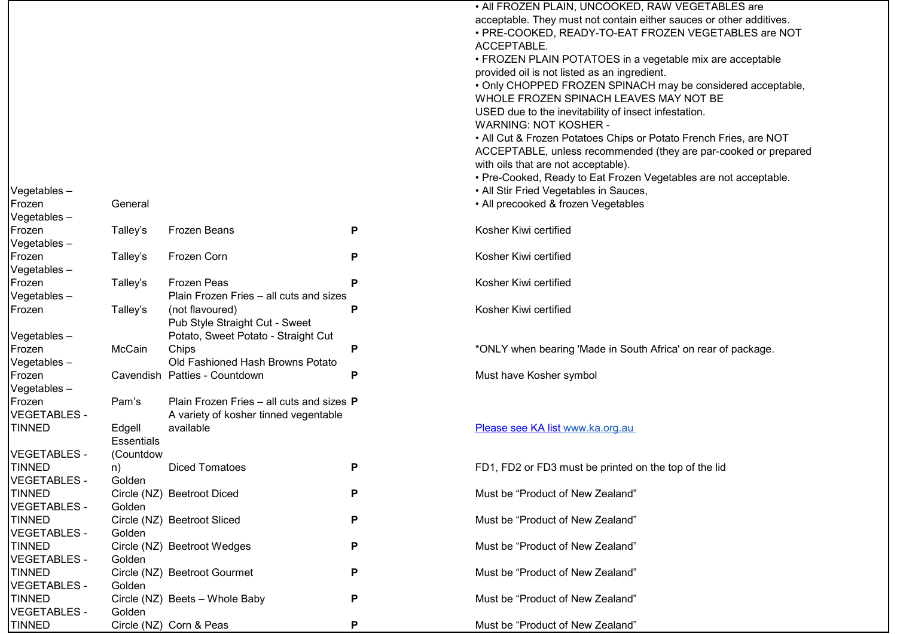| | | | | |
|---|---|---|---|---|
| Vegetables – Frozen | General | | | • All FROZEN PLAIN, UNCOOKED, RAW VEGETABLES are acceptable. They must not contain either sauces or other additives.<br>• PRE-COOKED, READY-TO-EAT FROZEN VEGETABLES are NOT ACCEPTABLE.<br>• FROZEN PLAIN POTATOES in a vegetable mix are acceptable provided oil is not listed as an ingredient.<br>• Only CHOPPED FROZEN SPINACH may be considered acceptable, WHOLE FROZEN SPINACH LEAVES MAY NOT BE USED due to the inevitability of insect infestation.<br>WARNING: NOT KOSHER -<br>• All Cut & Frozen Potatoes Chips or Potato French Fries, are NOT ACCEPTABLE, unless recommended (they are par-cooked or prepared with oils that are not acceptable).<br>• Pre-Cooked, Ready to Eat Frozen Vegetables are not acceptable.<br>• All Stir Fried Vegetables in Sauces,<br>• All precooked & frozen Vegetables |
| Vegetables – Frozen | Talley's | Frozen Beans | **P** | Kosher Kiwi certified |
| Vegetables – Frozen | Talley's | Frozen Corn | **P** | Kosher Kiwi certified |
| Vegetables – Frozen | Talley's | Frozen Peas | **P** | Kosher Kiwi certified |
| Vegetables – Frozen | Talley's | Plain Frozen Fries – all cuts and sizes (not flavoured) | **P** | Kosher Kiwi certified |
| Vegetables – Frozen | McCain | Pub Style Straight Cut - Sweet Potato, Sweet Potato - Straight Cut Chips | **P** | *ONLY when bearing 'Made in South Africa' on rear of package. |
| Vegetables – Frozen | Cavendish | Old Fashioned Hash Browns Potato Patties - Countdown | **P** | Must have Kosher symbol |
| Vegetables – Frozen | Pam's | Plain Frozen Fries – all cuts and sizes | **P** | |
| VEGETABLES - TINNED | Edgell | A variety of kosher tinned vegentable available | | [Please see KA list www.ka.org.au](http://www.ka.org.au) |
| VEGETABLES - TINNED | Essentials (Countdown) | Diced Tomatoes | **P** | FD1, FD2 or FD3 must be printed on the top of the lid |
| VEGETABLES - TINNED | Golden Circle (NZ) | Beetroot Diced | **P** | Must be "Product of New Zealand" |
| VEGETABLES - TINNED | Golden Circle (NZ) | Beetroot Sliced | **P** | Must be "Product of New Zealand" |
| VEGETABLES - TINNED | Golden Circle (NZ) | Beetroot Wedges | **P** | Must be "Product of New Zealand" |
| VEGETABLES - TINNED | Golden Circle (NZ) | Beetroot Gourmet | **P** | Must be "Product of New Zealand" |
| VEGETABLES - TINNED | Golden Circle (NZ) | Beets – Whole Baby | **P** | Must be "Product of New Zealand" |
| VEGETABLES - TINNED | Golden Circle (NZ) | Corn & Peas | **P** | Must be "Product of New Zealand" |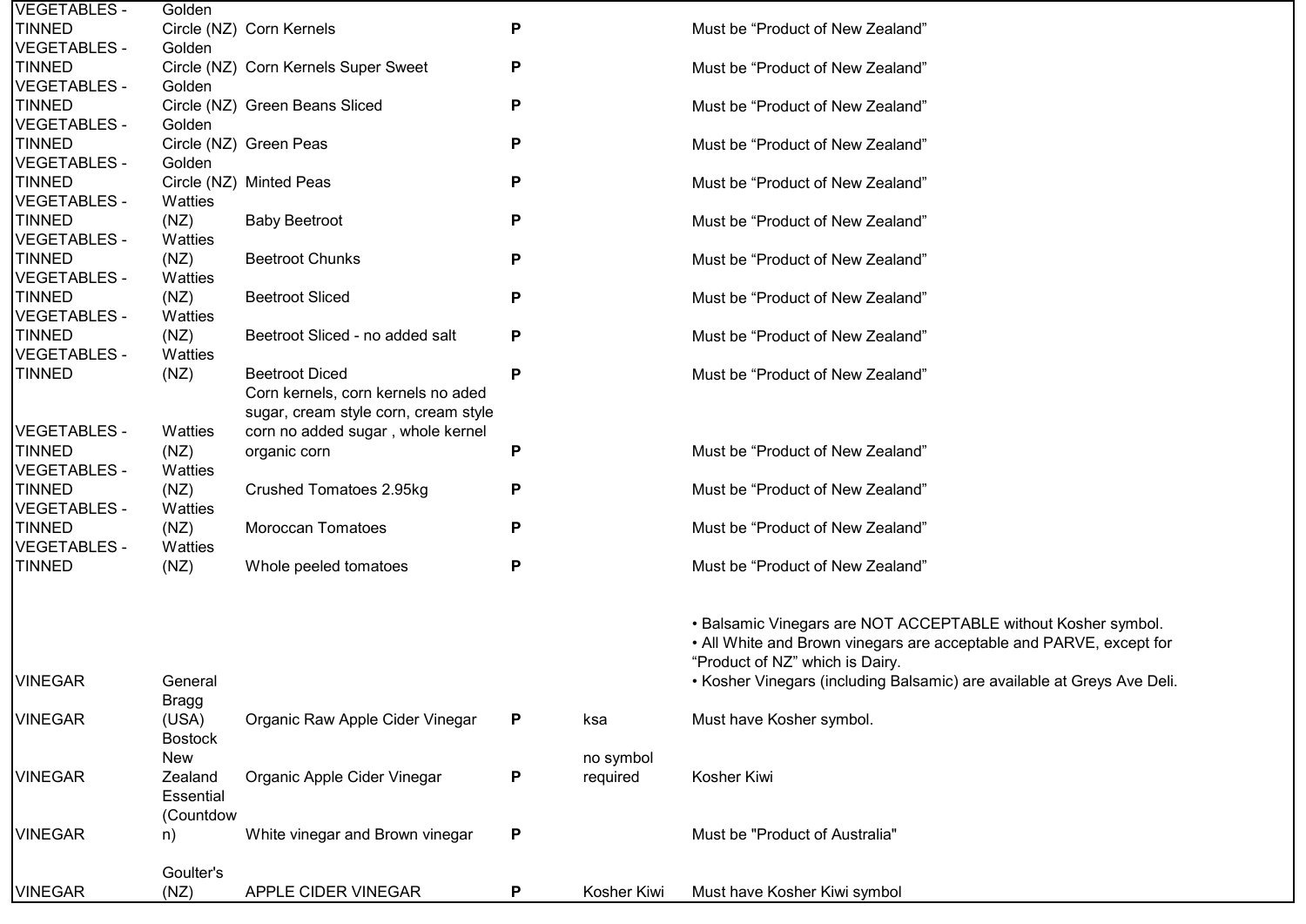| | | | | | |
|---|---|---|---|---|---|
| VEGETABLES - TINNED | Golden Circle (NZ) | Corn Kernels | P | | Must be “Product of New Zealand” |
| VEGETABLES - TINNED | Golden Circle (NZ) | Corn Kernels Super Sweet | P | | Must be “Product of New Zealand” |
| VEGETABLES - TINNED | Golden Circle (NZ) | Green Beans Sliced | P | | Must be “Product of New Zealand” |
| VEGETABLES - TINNED | Golden Circle (NZ) | Green Peas | P | | Must be “Product of New Zealand” |
| VEGETABLES - TINNED | Golden Circle (NZ) | Minted Peas | P | | Must be “Product of New Zealand” |
| VEGETABLES - TINNED | Watties (NZ) | Baby Beetroot | P | | Must be “Product of New Zealand” |
| VEGETABLES - TINNED | Watties (NZ) | Beetroot Chunks | P | | Must be “Product of New Zealand” |
| VEGETABLES - TINNED | Watties (NZ) | Beetroot Sliced | P | | Must be “Product of New Zealand” |
| VEGETABLES - TINNED | Watties (NZ) | Beetroot Sliced - no added salt | P | | Must be “Product of New Zealand” |
| VEGETABLES - TINNED | Watties (NZ) | Beetroot Diced | P | | Must be “Product of New Zealand” |
| VEGETABLES - TINNED | Watties (NZ) | Corn kernels, corn kernels no aded sugar, cream style corn, cream style corn no added sugar , whole kernel organic corn | P | | Must be “Product of New Zealand” |
| VEGETABLES - TINNED | Watties (NZ) | Crushed Tomatoes 2.95kg | P | | Must be “Product of New Zealand” |
| VEGETABLES - TINNED | Watties (NZ) | Moroccan Tomatoes | P | | Must be “Product of New Zealand” |
| VEGETABLES - TINNED | Watties (NZ) | Whole peeled tomatoes | P | | Must be “Product of New Zealand” |
| VINEGAR | General | | | | • Balsamic Vinegars are NOT ACCEPTABLE without Kosher symbol.<br>• All White and Brown vinegars are acceptable and PARVE, except for “Product of NZ” which is Dairy.<br>• Kosher Vinegars (including Balsamic) are available at Greys Ave Deli. |
| VINEGAR | Bragg (USA) | Organic Raw Apple Cider Vinegar | P | ksa | Must have Kosher symbol. |
| VINEGAR | Bostock New Zealand | Organic Apple Cider Vinegar | P | no symbol required | Kosher Kiwi |
| VINEGAR | Essential (Countdown) | White vinegar and Brown vinegar | P | | Must be "Product of Australia" |
| VINEGAR | Goulter's (NZ) | APPLE CIDER VINEGAR | P | Kosher Kiwi | Must have Kosher Kiwi symbol |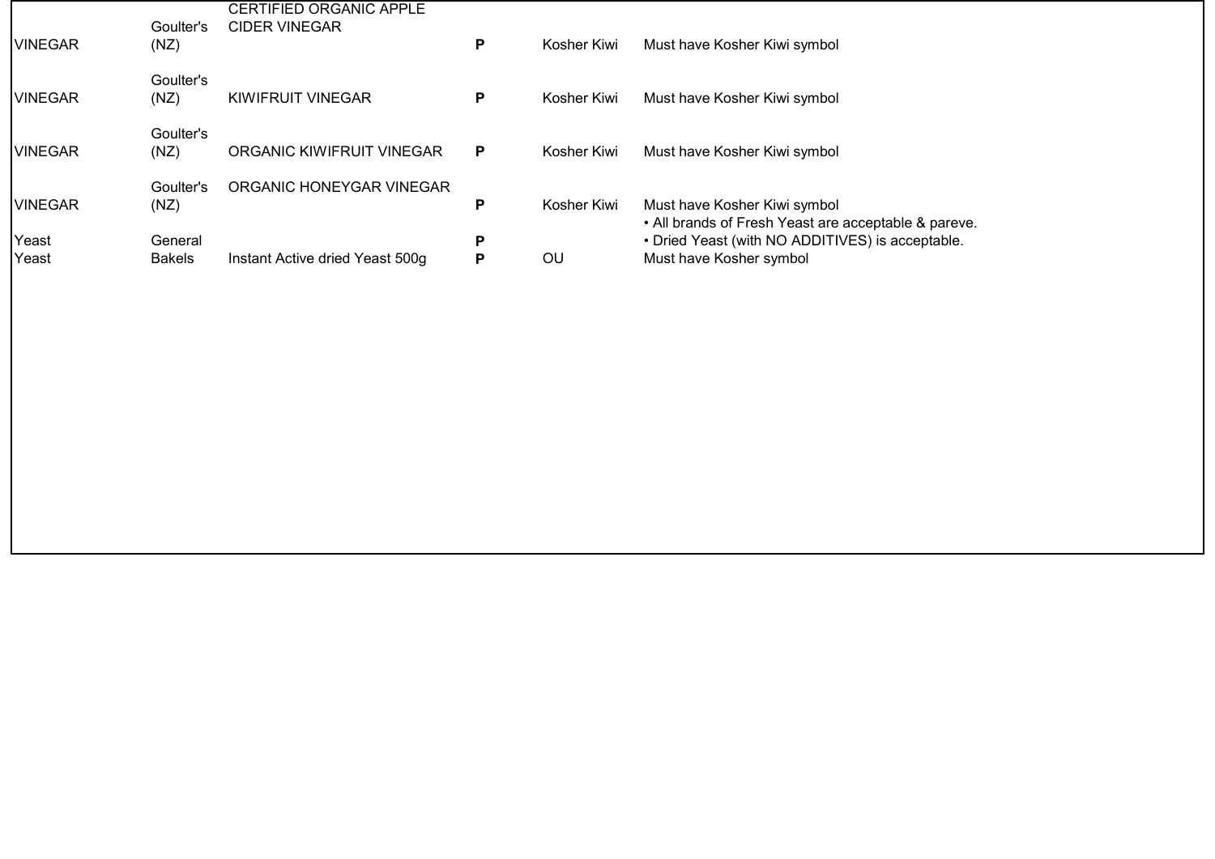| | | | | | |
|---|---|---|---|---|---|
| VINEGAR | Goulter's (NZ) | CERTIFIED ORGANIC APPLE CIDER VINEGAR | **P** | Kosher Kiwi | Must have Kosher Kiwi symbol |
| VINEGAR | Goulter's (NZ) | KIWIFRUIT VINEGAR | **P** | Kosher Kiwi | Must have Kosher Kiwi symbol |
| VINEGAR | Goulter's (NZ) | ORGANIC KIWIFRUIT VINEGAR | **P** | Kosher Kiwi | Must have Kosher Kiwi symbol |
| VINEGAR | Goulter's (NZ) | ORGANIC HONEYGAR VINEGAR | **P** | Kosher Kiwi | Must have Kosher Kiwi symbol |
| Yeast | General | | **P** | | • All brands of Fresh Yeast are acceptable & pareve. • Dried Yeast (with NO ADDITIVES) is acceptable. |
| Yeast | Bakels | Instant Active dried Yeast 500g | **P** | OU | Must have Kosher symbol |